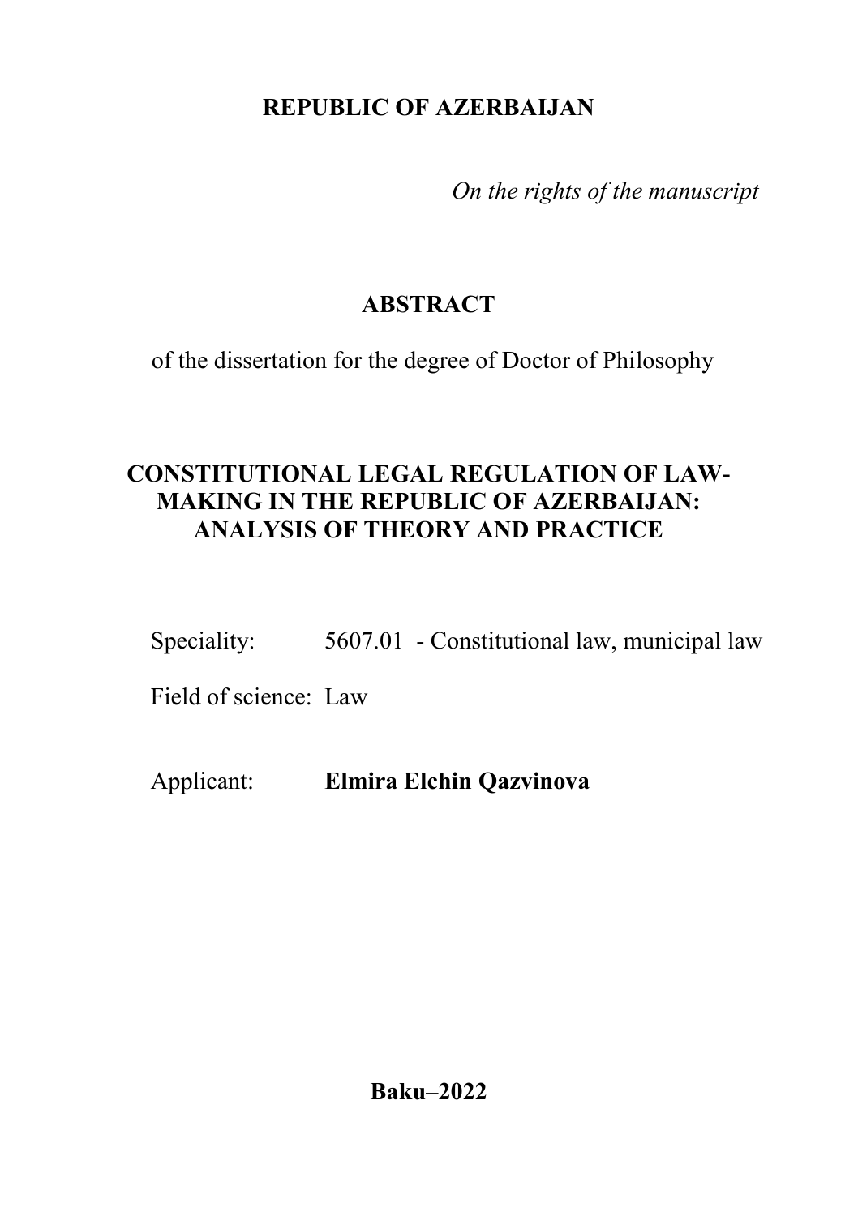**REPUBLIC OF AZERBAIJAN**

*On the rights of the manuscript*

# ABSTRACT

of the dissertation for the degree of Doctor of Philosophy

## CONSTITUTIONAL LEGAL REGULATION OF LAW-MAKING IN THE REPUBLIC OF AZERBAIJAN: ANALYSIS OF THEORY AND PRACTICE

Speciality: 5607.01 - Constitutional law, municipal law

Field of science: Law

Applicant: **Elmira Elchin Qazvinova**

**Baku–2022**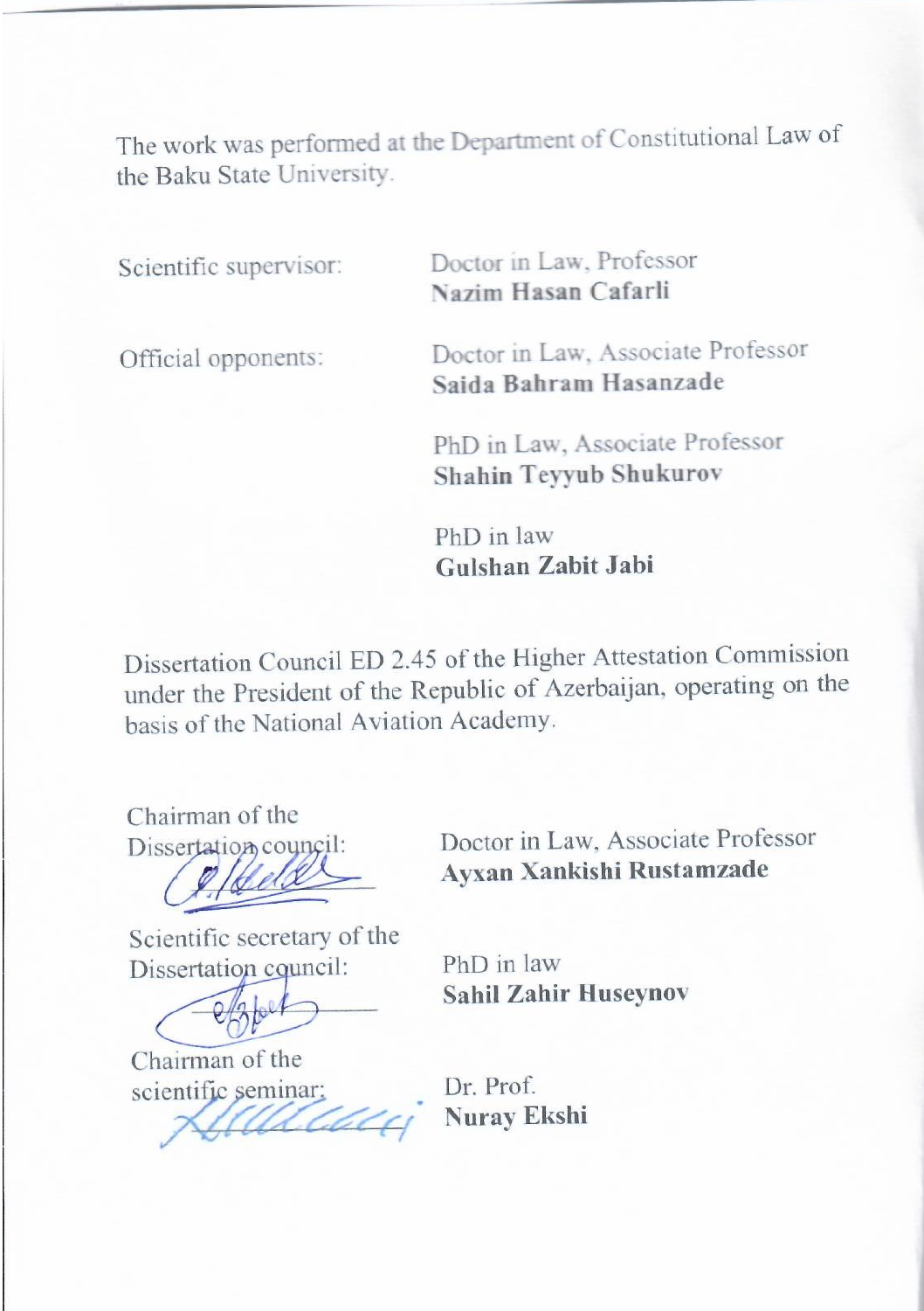The work was performed at the Department of Constitutional Law of the Baku State University.

| | |
|---|---|
| Scientific supervisor: | Doctor in Law, Professor **Nazim Hasan Cafarli** |
| Official opponents: | Doctor in Law, Associate Professor **Saida Bahram Hasanzade** |
| | PhD in Law, Associate Professor **Shahin Teyyub Shukurov** |
| | PhD in law **Gulshan Zabit Jabi** |

Dissertation Council ED 2.45 of the Higher Attestation Commission under the President of the Republic of Azerbaijan, operating on the basis of the National Aviation Academy.

| | |
|---|---|
| Chairman of the Dissertation council: | Doctor in Law, Associate Professor **Ayxan Xankishi Rustamzade** |
| Scientific secretary of the Dissertation council: | PhD in law **Sahil Zahir Huseynov** |
| Chairman of the scientific seminar: | Dr. Prof. **Nuray Ekshi** |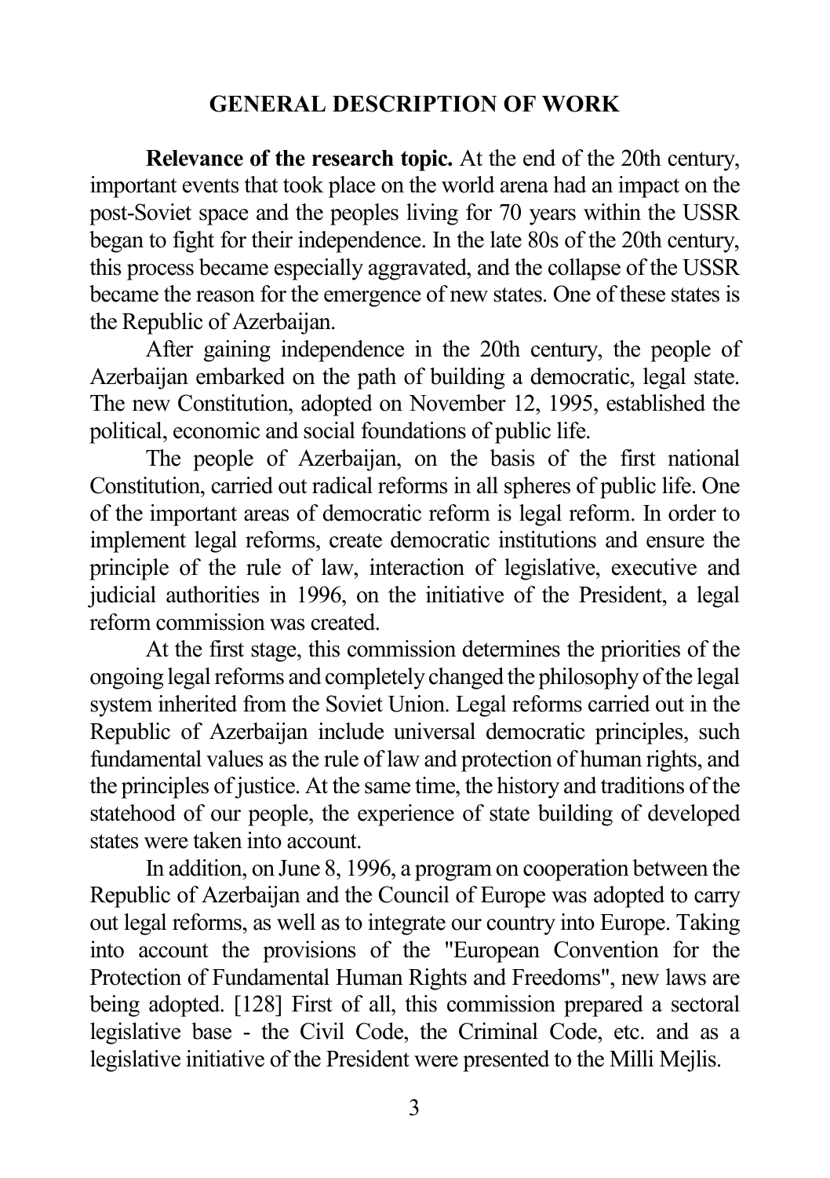## GENERAL DESCRIPTION OF WORK

**Relevance of the research topic.** At the end of the 20th century, important events that took place on the world arena had an impact on the post-Soviet space and the peoples living for 70 years within the USSR began to fight for their independence. In the late 80s of the 20th century, this process became especially aggravated, and the collapse of the USSR became the reason for the emergence of new states. One of these states is the Republic of Azerbaijan.

After gaining independence in the 20th century, the people of Azerbaijan embarked on the path of building a democratic, legal state. The new Constitution, adopted on November 12, 1995, established the political, economic and social foundations of public life.

The people of Azerbaijan, on the basis of the first national Constitution, carried out radical reforms in all spheres of public life. One of the important areas of democratic reform is legal reform. In order to implement legal reforms, create democratic institutions and ensure the principle of the rule of law, interaction of legislative, executive and judicial authorities in 1996, on the initiative of the President, a legal reform commission was created.

At the first stage, this commission determines the priorities of the ongoing legal reforms and completely changed the philosophy of the legal system inherited from the Soviet Union. Legal reforms carried out in the Republic of Azerbaijan include universal democratic principles, such fundamental values as the rule of law and protection of human rights, and the principles of justice. At the same time, the history and traditions of the statehood of our people, the experience of state building of developed states were taken into account.

In addition, on June 8, 1996, a program on cooperation between the Republic of Azerbaijan and the Council of Europe was adopted to carry out legal reforms, as well as to integrate our country into Europe. Taking into account the provisions of the "European Convention for the Protection of Fundamental Human Rights and Freedoms", new laws are being adopted. [128] First of all, this commission prepared a sectoral legislative base - the Civil Code, the Criminal Code, etc. and as a legislative initiative of the President were presented to the Milli Mejlis.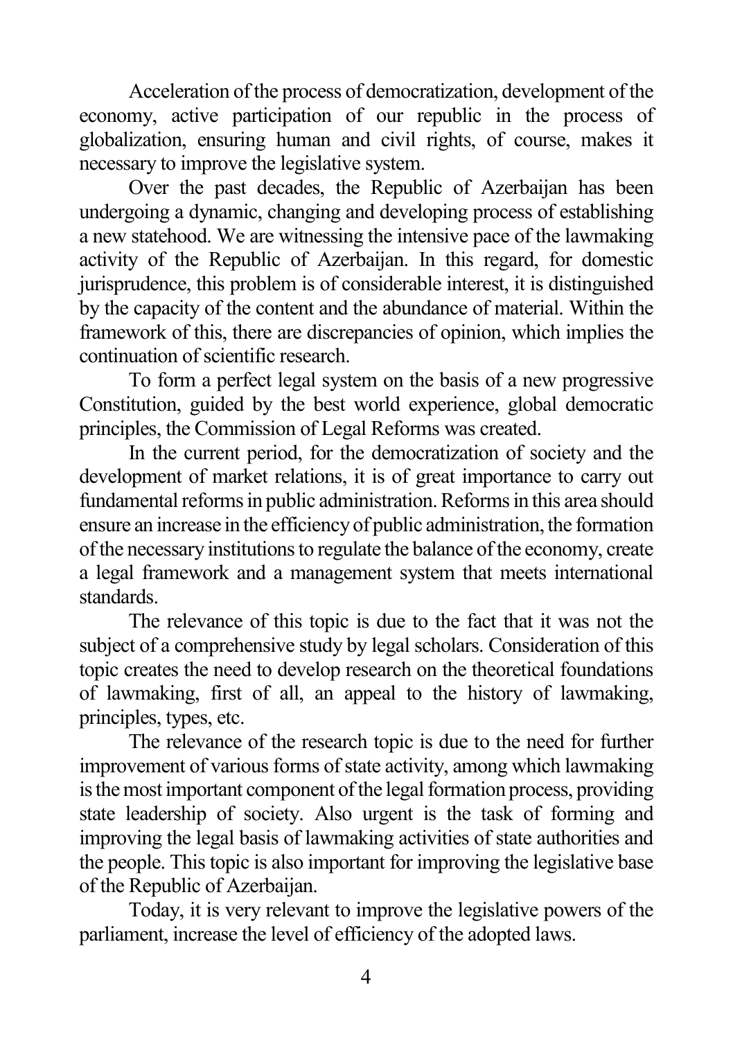Acceleration of the process of democratization, development of the economy, active participation of our republic in the process of globalization, ensuring human and civil rights, of course, makes it necessary to improve the legislative system.

Over the past decades, the Republic of Azerbaijan has been undergoing a dynamic, changing and developing process of establishing a new statehood. We are witnessing the intensive pace of the lawmaking activity of the Republic of Azerbaijan. In this regard, for domestic jurisprudence, this problem is of considerable interest, it is distinguished by the capacity of the content and the abundance of material. Within the framework of this, there are discrepancies of opinion, which implies the continuation of scientific research.

To form a perfect legal system on the basis of a new progressive Constitution, guided by the best world experience, global democratic principles, the Commission of Legal Reforms was created.

In the current period, for the democratization of society and the development of market relations, it is of great importance to carry out fundamental reforms in public administration. Reforms in this area should ensure an increase in the efficiency of public administration, the formation of the necessary institutions to regulate the balance of the economy, create a legal framework and a management system that meets international standards.

The relevance of this topic is due to the fact that it was not the subject of a comprehensive study by legal scholars. Consideration of this topic creates the need to develop research on the theoretical foundations of lawmaking, first of all, an appeal to the history of lawmaking, principles, types, etc.

The relevance of the research topic is due to the need for further improvement of various forms of state activity, among which lawmaking is the most important component of the legal formation process, providing state leadership of society. Also urgent is the task of forming and improving the legal basis of lawmaking activities of state authorities and the people. This topic is also important for improving the legislative base of the Republic of Azerbaijan.

Today, it is very relevant to improve the legislative powers of the parliament, increase the level of efficiency of the adopted laws.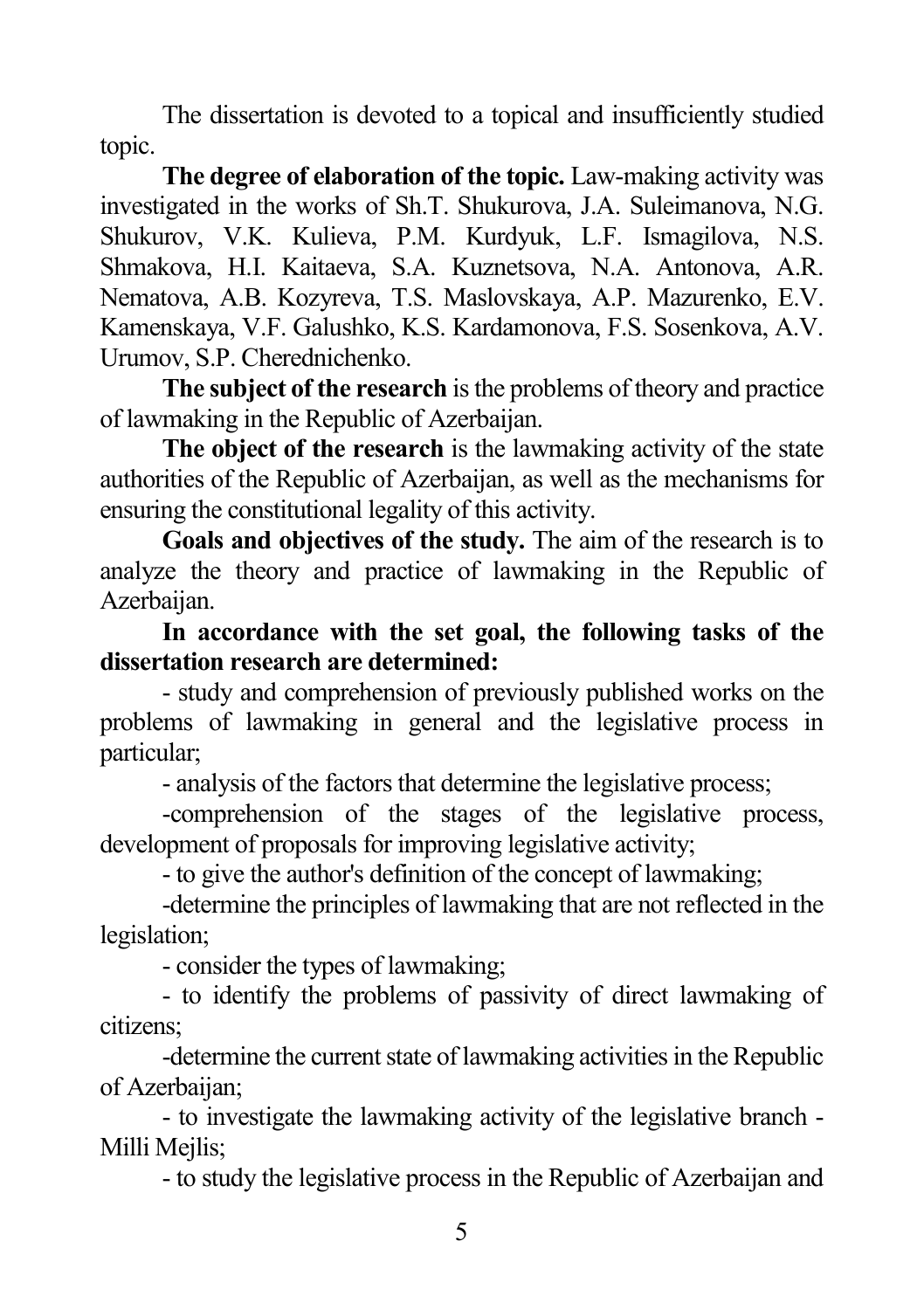The dissertation is devoted to a topical and insufficiently studied topic.

**The degree of elaboration of the topic.** Law-making activity was investigated in the works of Sh.T. Shukurova, J.A. Suleimanova, N.G. Shukurov, V.K. Kulieva, P.M. Kurdyuk, L.F. Ismagilova, N.S. Shmakova, H.I. Kaitaeva, S.A. Kuznetsova, N.A. Antonova, A.R. Nematova, A.B. Kozyreva, T.S. Maslovskaya, A.P. Mazurenko, E.V. Kamenskaya, V.F. Galushko, K.S. Kardamonova, F.S. Sosenkova, A.V. Urumov, S.P. Cherednichenko.

**The subject of the research** is the problems of theory and practice of lawmaking in the Republic of Azerbaijan.

**The object of the research** is the lawmaking activity of the state authorities of the Republic of Azerbaijan, as well as the mechanisms for ensuring the constitutional legality of this activity.

**Goals and objectives of the study.** The aim of the research is to analyze the theory and practice of lawmaking in the Republic of Azerbaijan.

**In accordance with the set goal, the following tasks of the dissertation research are determined:**

- study and comprehension of previously published works on the problems of lawmaking in general and the legislative process in particular;
- analysis of the factors that determine the legislative process;
- comprehension of the stages of the legislative process, development of proposals for improving legislative activity;
- to give the author's definition of the concept of lawmaking;
- determine the principles of lawmaking that are not reflected in the legislation;
- consider the types of lawmaking;
- to identify the problems of passivity of direct lawmaking of citizens;
- determine the current state of lawmaking activities in the Republic of Azerbaijan;
- to investigate the lawmaking activity of the legislative branch - Milli Mejlis;
- to study the legislative process in the Republic of Azerbaijan and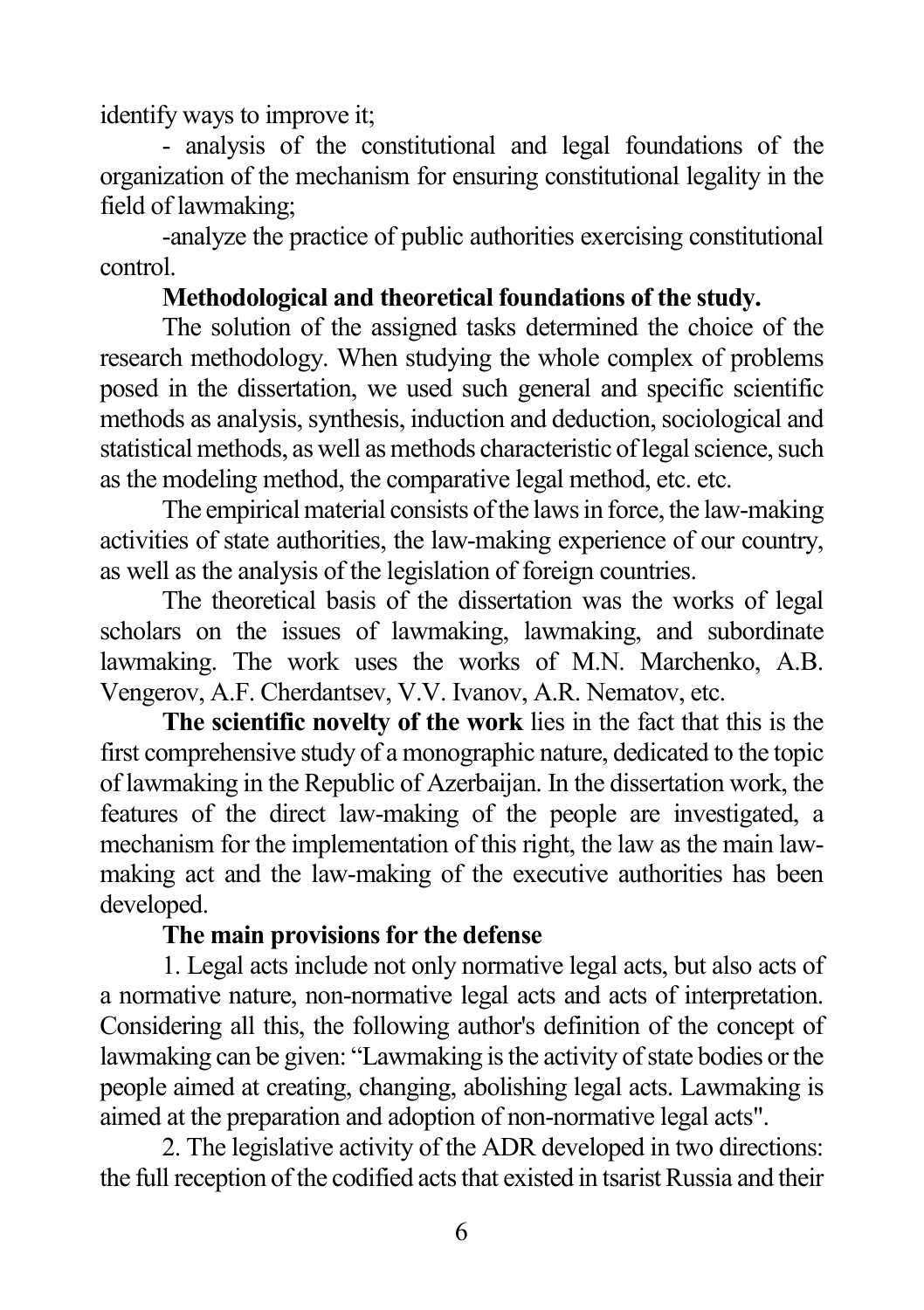identify ways to improve it;

- analysis of the constitutional and legal foundations of the organization of the mechanism for ensuring constitutional legality in the field of lawmaking;

-analyze the practice of public authorities exercising constitutional control.

**Methodological and theoretical foundations of the study.**

The solution of the assigned tasks determined the choice of the research methodology. When studying the whole complex of problems posed in the dissertation, we used such general and specific scientific methods as analysis, synthesis, induction and deduction, sociological and statistical methods, as well as methods characteristic of legal science, such as the modeling method, the comparative legal method, etc. etc.

The empirical material consists of the laws in force, the law-making activities of state authorities, the law-making experience of our country, as well as the analysis of the legislation of foreign countries.

The theoretical basis of the dissertation was the works of legal scholars on the issues of lawmaking, lawmaking, and subordinate lawmaking. The work uses the works of M.N. Marchenko, A.B. Vengerov, A.F. Cherdantsev, V.V. Ivanov, A.R. Nematov, etc.

**The scientific novelty of the work** lies in the fact that this is the first comprehensive study of a monographic nature, dedicated to the topic of lawmaking in the Republic of Azerbaijan. In the dissertation work, the features of the direct law-making of the people are investigated, a mechanism for the implementation of this right, the law as the main law-making act and the law-making of the executive authorities has been developed.

**The main provisions for the defense**

1. Legal acts include not only normative legal acts, but also acts of a normative nature, non-normative legal acts and acts of interpretation. Considering all this, the following author's definition of the concept of lawmaking can be given: "Lawmaking is the activity of state bodies or the people aimed at creating, changing, abolishing legal acts. Lawmaking is aimed at the preparation and adoption of non-normative legal acts".

2. The legislative activity of the ADR developed in two directions: the full reception of the codified acts that existed in tsarist Russia and their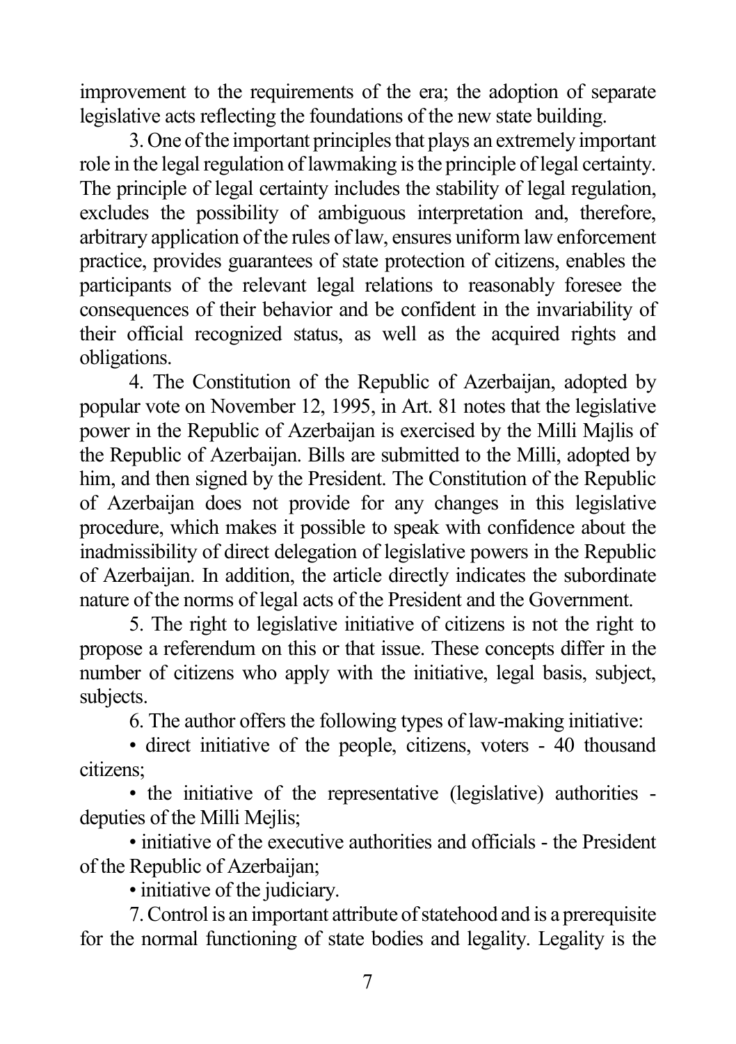improvement to the requirements of the era; the adoption of separate legislative acts reflecting the foundations of the new state building.

3. One of the important principles that plays an extremely important role in the legal regulation of lawmaking is the principle of legal certainty. The principle of legal certainty includes the stability of legal regulation, excludes the possibility of ambiguous interpretation and, therefore, arbitrary application of the rules of law, ensures uniform law enforcement practice, provides guarantees of state protection of citizens, enables the participants of the relevant legal relations to reasonably foresee the consequences of their behavior and be confident in the invariability of their official recognized status, as well as the acquired rights and obligations.

4. The Constitution of the Republic of Azerbaijan, adopted by popular vote on November 12, 1995, in Art. 81 notes that the legislative power in the Republic of Azerbaijan is exercised by the Milli Majlis of the Republic of Azerbaijan. Bills are submitted to the Milli, adopted by him, and then signed by the President. The Constitution of the Republic of Azerbaijan does not provide for any changes in this legislative procedure, which makes it possible to speak with confidence about the inadmissibility of direct delegation of legislative powers in the Republic of Azerbaijan. In addition, the article directly indicates the subordinate nature of the norms of legal acts of the President and the Government.

5. The right to legislative initiative of citizens is not the right to propose a referendum on this or that issue. These concepts differ in the number of citizens who apply with the initiative, legal basis, subject, subjects.

6. The author offers the following types of law-making initiative:

- direct initiative of the people, citizens, voters - 40 thousand citizens;
- the initiative of the representative (legislative) authorities - deputies of the Milli Mejlis;
- initiative of the executive authorities and officials - the President of the Republic of Azerbaijan;
- initiative of the judiciary.

7. Control is an important attribute of statehood and is a prerequisite for the normal functioning of state bodies and legality. Legality is the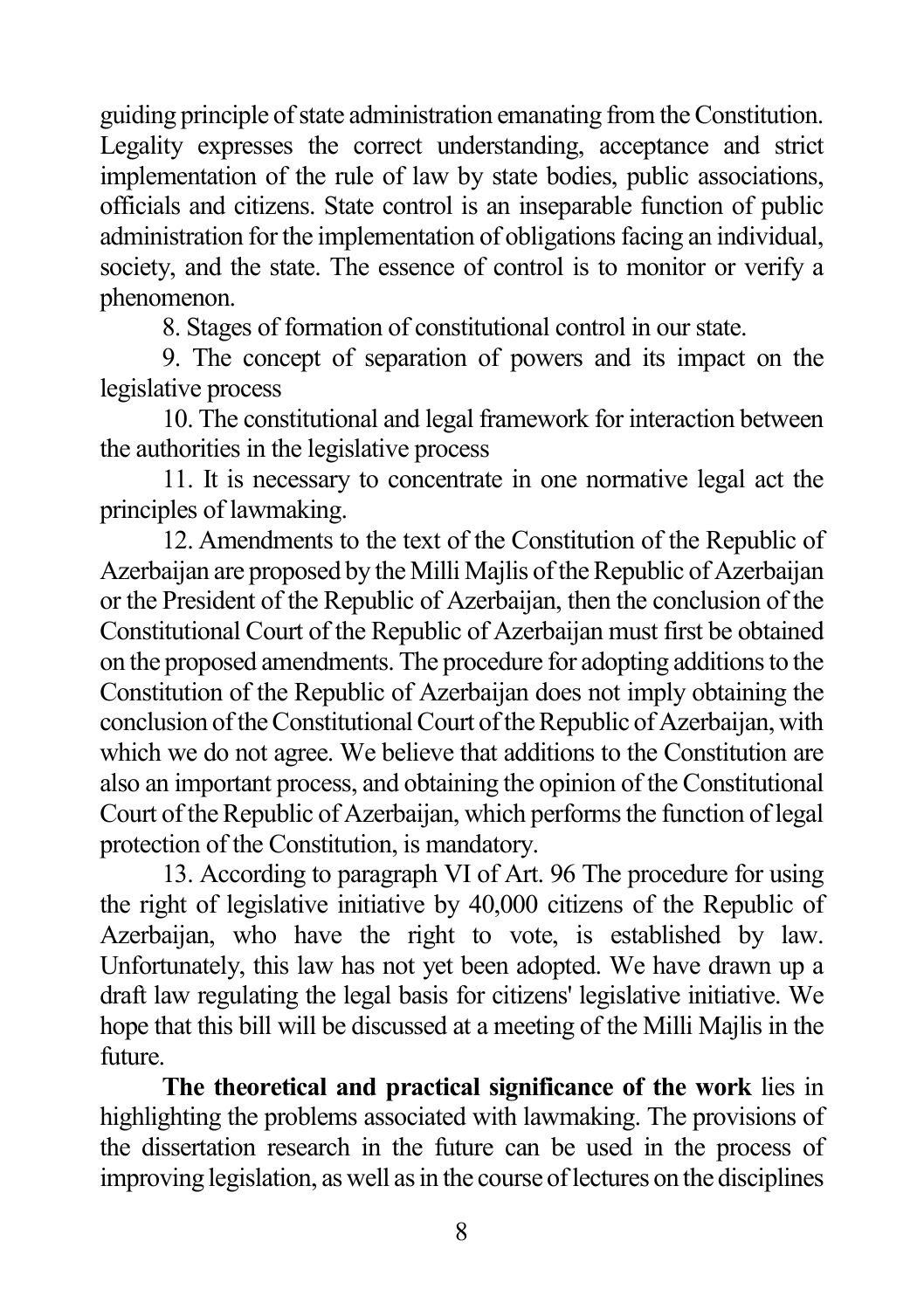guiding principle of state administration emanating from the Constitution. Legality expresses the correct understanding, acceptance and strict implementation of the rule of law by state bodies, public associations, officials and citizens. State control is an inseparable function of public administration for the implementation of obligations facing an individual, society, and the state. The essence of control is to monitor or verify a phenomenon.

8. Stages of formation of constitutional control in our state.

9. The concept of separation of powers and its impact on the legislative process

10. The constitutional and legal framework for interaction between the authorities in the legislative process

11. It is necessary to concentrate in one normative legal act the principles of lawmaking.

12. Amendments to the text of the Constitution of the Republic of Azerbaijan are proposed by the Milli Majlis of the Republic of Azerbaijan or the President of the Republic of Azerbaijan, then the conclusion of the Constitutional Court of the Republic of Azerbaijan must first be obtained on the proposed amendments. The procedure for adopting additions to the Constitution of the Republic of Azerbaijan does not imply obtaining the conclusion of the Constitutional Court of the Republic of Azerbaijan, with which we do not agree. We believe that additions to the Constitution are also an important process, and obtaining the opinion of the Constitutional Court of the Republic of Azerbaijan, which performs the function of legal protection of the Constitution, is mandatory.

13. According to paragraph VI of Art. 96 The procedure for using the right of legislative initiative by 40,000 citizens of the Republic of Azerbaijan, who have the right to vote, is established by law. Unfortunately, this law has not yet been adopted. We have drawn up a draft law regulating the legal basis for citizens' legislative initiative. We hope that this bill will be discussed at a meeting of the Milli Majlis in the future.

**The theoretical and practical significance of the work** lies in highlighting the problems associated with lawmaking. The provisions of the dissertation research in the future can be used in the process of improving legislation, as well as in the course of lectures on the disciplines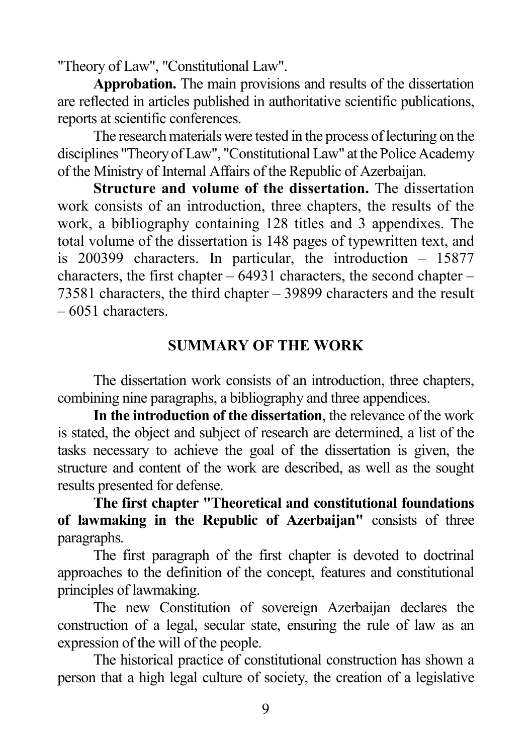"Theory of Law", "Constitutional Law".

**Approbation.** The main provisions and results of the dissertation are reflected in articles published in authoritative scientific publications, reports at scientific conferences.

The research materials were tested in the process of lecturing on the disciplines "Theory of Law", "Constitutional Law" at the Police Academy of the Ministry of Internal Affairs of the Republic of Azerbaijan.

**Structure and volume of the dissertation.** The dissertation work consists of an introduction, three chapters, the results of the work, a bibliography containing 128 titles and 3 appendixes. The total volume of the dissertation is 148 pages of typewritten text, and is 200399 characters. In particular, the introduction – 15877 characters, the first chapter – 64931 characters, the second chapter – 73581 characters, the third chapter – 39899 characters and the result – 6051 characters.

## SUMMARY OF THE WORK

The dissertation work consists of an introduction, three chapters, combining nine paragraphs, a bibliography and three appendices.

**In the introduction of the dissertation**, the relevance of the work is stated, the object and subject of research are determined, a list of the tasks necessary to achieve the goal of the dissertation is given, the structure and content of the work are described, as well as the sought results presented for defense.

**The first chapter "Theoretical and constitutional foundations of lawmaking in the Republic of Azerbaijan"** consists of three paragraphs.

The first paragraph of the first chapter is devoted to doctrinal approaches to the definition of the concept, features and constitutional principles of lawmaking.

The new Constitution of sovereign Azerbaijan declares the construction of a legal, secular state, ensuring the rule of law as an expression of the will of the people.

The historical practice of constitutional construction has shown a person that a high legal culture of society, the creation of a legislative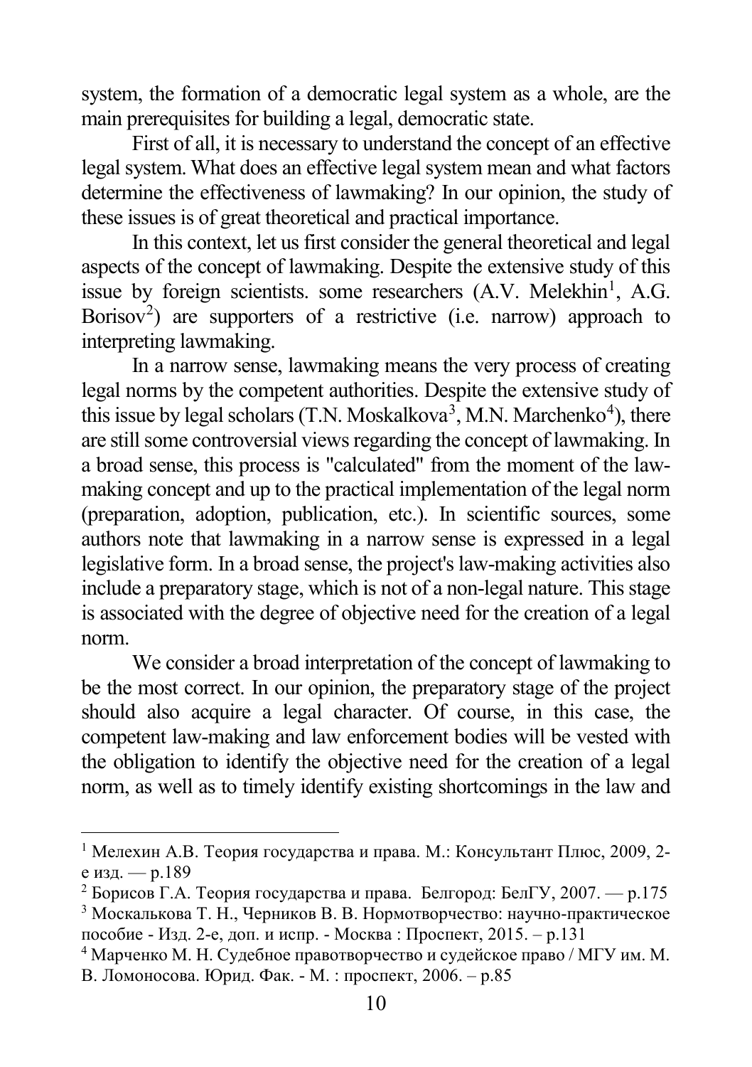system, the formation of a democratic legal system as a whole, are the main prerequisites for building a legal, democratic state.

First of all, it is necessary to understand the concept of an effective legal system. What does an effective legal system mean and what factors determine the effectiveness of lawmaking? In our opinion, the study of these issues is of great theoretical and practical importance.

In this context, let us first consider the general theoretical and legal aspects of the concept of lawmaking. Despite the extensive study of this issue by foreign scientists. some researchers (A.V. Melekhin[1], A.G. Borisov[2]) are supporters of a restrictive (i.e. narrow) approach to interpreting lawmaking.

In a narrow sense, lawmaking means the very process of creating legal norms by the competent authorities. Despite the extensive study of this issue by legal scholars (T.N. Moskalkova[3], M.N. Marchenko[4]), there are still some controversial views regarding the concept of lawmaking. In a broad sense, this process is "calculated" from the moment of the law-making concept and up to the practical implementation of the legal norm (preparation, adoption, publication, etc.). In scientific sources, some authors note that lawmaking in a narrow sense is expressed in a legal legislative form. In a broad sense, the project's law-making activities also include a preparatory stage, which is not of a non-legal nature. This stage is associated with the degree of objective need for the creation of a legal norm.

We consider a broad interpretation of the concept of lawmaking to be the most correct. In our opinion, the preparatory stage of the project should also acquire a legal character. Of course, in this case, the competent law-making and law enforcement bodies will be vested with the obligation to identify the objective need for the creation of a legal norm, as well as to timely identify existing shortcomings in the law and

---

[1] Мелехин А.В. Теория государства и права. М.: Консультант Плюс, 2009, 2-е изд. — p.189

[2] Борисов Г.А. Теория государства и права. Белгород: БелГУ, 2007. — p.175

[3] Москалькова Т. Н., Черников В. В. Нормотворчество: научно-практическое пособие - Изд. 2-е, доп. и испр. - Москва : Проспект, 2015. – p.131

[4] Марченко М. Н. Судебное правотворчество и судейское право / МГУ им. М. В. Ломоносова. Юрид. Фак. - М. : проспект, 2006. – p.85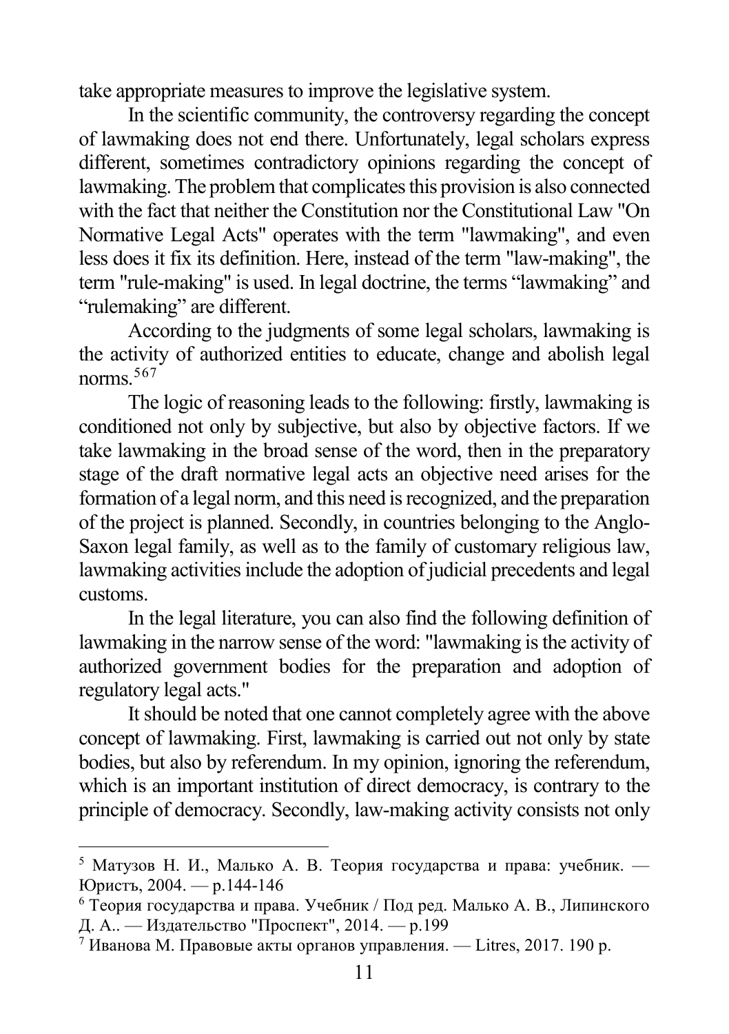take appropriate measures to improve the legislative system.

In the scientific community, the controversy regarding the concept of lawmaking does not end there. Unfortunately, legal scholars express different, sometimes contradictory opinions regarding the concept of lawmaking. The problem that complicates this provision is also connected with the fact that neither the Constitution nor the Constitutional Law "On Normative Legal Acts" operates with the term "lawmaking", and even less does it fix its definition. Here, instead of the term "law-making", the term "rule-making" is used. In legal doctrine, the terms "lawmaking" and "rulemaking" are different.

According to the judgments of some legal scholars, lawmaking is the activity of authorized entities to educate, change and abolish legal norms.[5][6][7]

The logic of reasoning leads to the following: firstly, lawmaking is conditioned not only by subjective, but also by objective factors. If we take lawmaking in the broad sense of the word, then in the preparatory stage of the draft normative legal acts an objective need arises for the formation of a legal norm, and this need is recognized, and the preparation of the project is planned. Secondly, in countries belonging to the Anglo-Saxon legal family, as well as to the family of customary religious law, lawmaking activities include the adoption of judicial precedents and legal customs.

In the legal literature, you can also find the following definition of lawmaking in the narrow sense of the word: "lawmaking is the activity of authorized government bodies for the preparation and adoption of regulatory legal acts."

It should be noted that one cannot completely agree with the above concept of lawmaking. First, lawmaking is carried out not only by state bodies, but also by referendum. In my opinion, ignoring the referendum, which is an important institution of direct democracy, is contrary to the principle of democracy. Secondly, law-making activity consists not only

---

[5] Матузов Н. И., Малько А. В. Теория государства и права: учебник. — Юристъ, 2004. — p.144-146

[6] Теория государства и права. Учебник / Под ред. Малько А. В., Липинского Д. А.. — Издательство "Проспект", 2014. — p.199

[7] Иванова М. Правовые акты органов управления. — Litres, 2017. 190 p.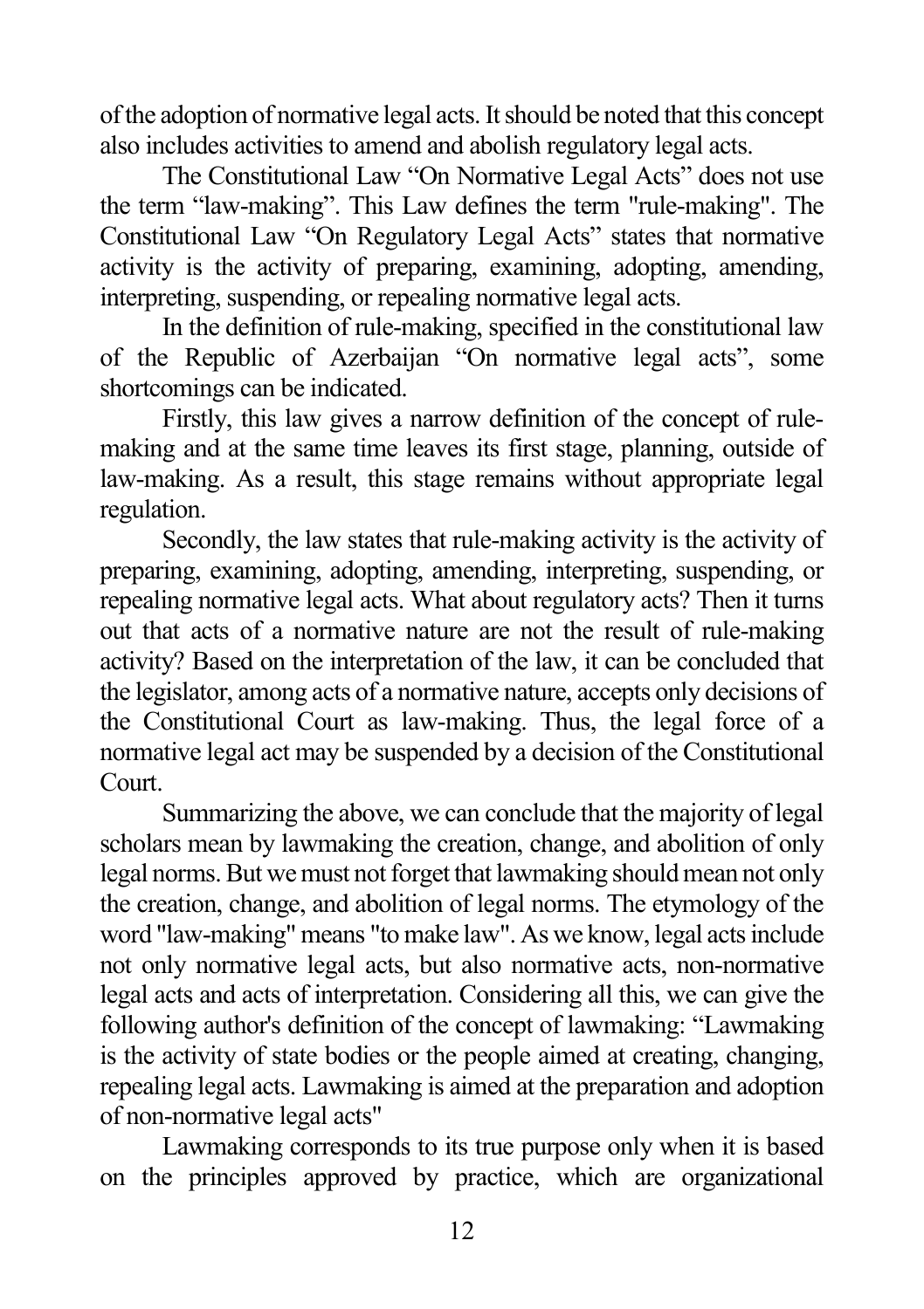of the adoption of normative legal acts. It should be noted that this concept also includes activities to amend and abolish regulatory legal acts.

The Constitutional Law “On Normative Legal Acts” does not use the term “law-making”. This Law defines the term "rule-making". The Constitutional Law “On Regulatory Legal Acts” states that normative activity is the activity of preparing, examining, adopting, amending, interpreting, suspending, or repealing normative legal acts.

In the definition of rule-making, specified in the constitutional law of the Republic of Azerbaijan “On normative legal acts”, some shortcomings can be indicated.

Firstly, this law gives a narrow definition of the concept of rule-making and at the same time leaves its first stage, planning, outside of law-making. As a result, this stage remains without appropriate legal regulation.

Secondly, the law states that rule-making activity is the activity of preparing, examining, adopting, amending, interpreting, suspending, or repealing normative legal acts. What about regulatory acts? Then it turns out that acts of a normative nature are not the result of rule-making activity? Based on the interpretation of the law, it can be concluded that the legislator, among acts of a normative nature, accepts only decisions of the Constitutional Court as law-making. Thus, the legal force of a normative legal act may be suspended by a decision of the Constitutional Court.

Summarizing the above, we can conclude that the majority of legal scholars mean by lawmaking the creation, change, and abolition of only legal norms. But we must not forget that lawmaking should mean not only the creation, change, and abolition of legal norms. The etymology of the word "law-making" means "to make law". As we know, legal acts include not only normative legal acts, but also normative acts, non-normative legal acts and acts of interpretation. Considering all this, we can give the following author's definition of the concept of lawmaking: “Lawmaking is the activity of state bodies or the people aimed at creating, changing, repealing legal acts. Lawmaking is aimed at the preparation and adoption of non-normative legal acts"

Lawmaking corresponds to its true purpose only when it is based on the principles approved by practice, which are organizational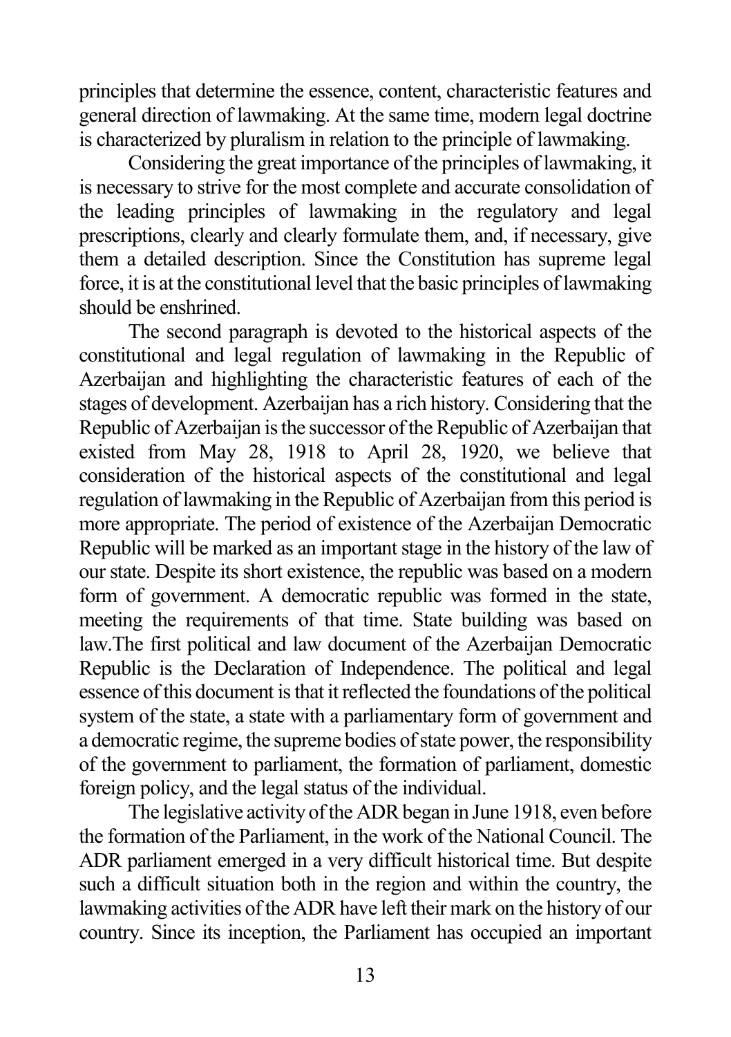principles that determine the essence, content, characteristic features and general direction of lawmaking. At the same time, modern legal doctrine is characterized by pluralism in relation to the principle of lawmaking.

Considering the great importance of the principles of lawmaking, it is necessary to strive for the most complete and accurate consolidation of the leading principles of lawmaking in the regulatory and legal prescriptions, clearly and clearly formulate them, and, if necessary, give them a detailed description. Since the Constitution has supreme legal force, it is at the constitutional level that the basic principles of lawmaking should be enshrined.

The second paragraph is devoted to the historical aspects of the constitutional and legal regulation of lawmaking in the Republic of Azerbaijan and highlighting the characteristic features of each of the stages of development. Azerbaijan has a rich history. Considering that the Republic of Azerbaijan is the successor of the Republic of Azerbaijan that existed from May 28, 1918 to April 28, 1920, we believe that consideration of the historical aspects of the constitutional and legal regulation of lawmaking in the Republic of Azerbaijan from this period is more appropriate. The period of existence of the Azerbaijan Democratic Republic will be marked as an important stage in the history of the law of our state. Despite its short existence, the republic was based on a modern form of government. A democratic republic was formed in the state, meeting the requirements of that time. State building was based on law.The first political and law document of the Azerbaijan Democratic Republic is the Declaration of Independence. The political and legal essence of this document is that it reflected the foundations of the political system of the state, a state with a parliamentary form of government and a democratic regime, the supreme bodies of state power, the responsibility of the government to parliament, the formation of parliament, domestic foreign policy, and the legal status of the individual.

The legislative activity of the ADR began in June 1918, even before the formation of the Parliament, in the work of the National Council. The ADR parliament emerged in a very difficult historical time. But despite such a difficult situation both in the region and within the country, the lawmaking activities of the ADR have left their mark on the history of our country. Since its inception, the Parliament has occupied an important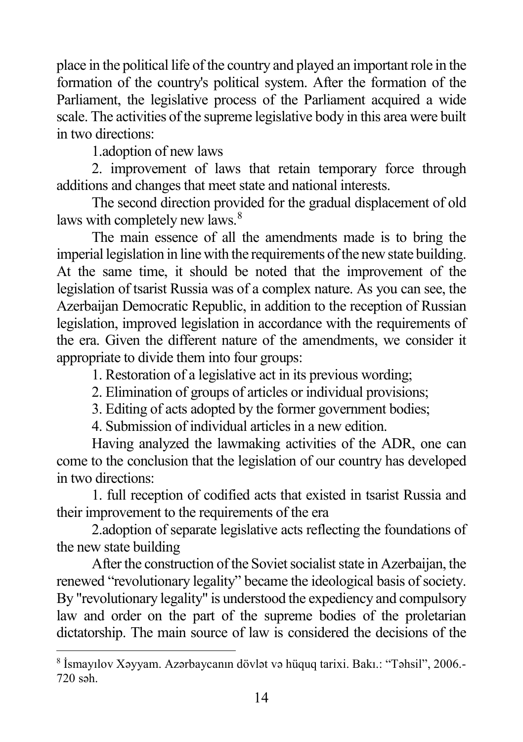place in the political life of the country and played an important role in the formation of the country's political system. After the formation of the Parliament, the legislative process of the Parliament acquired a wide scale. The activities of the supreme legislative body in this area were built in two directions:

1.adoption of new laws

2. improvement of laws that retain temporary force through additions and changes that meet state and national interests.

The second direction provided for the gradual displacement of old laws with completely new laws.[8]

The main essence of all the amendments made is to bring the imperial legislation in line with the requirements of the new state building. At the same time, it should be noted that the improvement of the legislation of tsarist Russia was of a complex nature. As you can see, the Azerbaijan Democratic Republic, in addition to the reception of Russian legislation, improved legislation in accordance with the requirements of the era. Given the different nature of the amendments, we consider it appropriate to divide them into four groups:

1. Restoration of a legislative act in its previous wording;
2. Elimination of groups of articles or individual provisions;
3. Editing of acts adopted by the former government bodies;
4. Submission of individual articles in a new edition.

Having analyzed the lawmaking activities of the ADR, one can come to the conclusion that the legislation of our country has developed in two directions:

1. full reception of codified acts that existed in tsarist Russia and their improvement to the requirements of the era

2.adoption of separate legislative acts reflecting the foundations of the new state building

After the construction of the Soviet socialist state in Azerbaijan, the renewed "revolutionary legality" became the ideological basis of society. By "revolutionary legality" is understood the expediency and compulsory law and order on the part of the supreme bodies of the proletarian dictatorship. The main source of law is considered the decisions of the

---

[8] İsmayılov Xəyyam. Azərbaycanın dövlət və hüquq tarixi. Bakı.: "Təhsil", 2006.- 720 səh.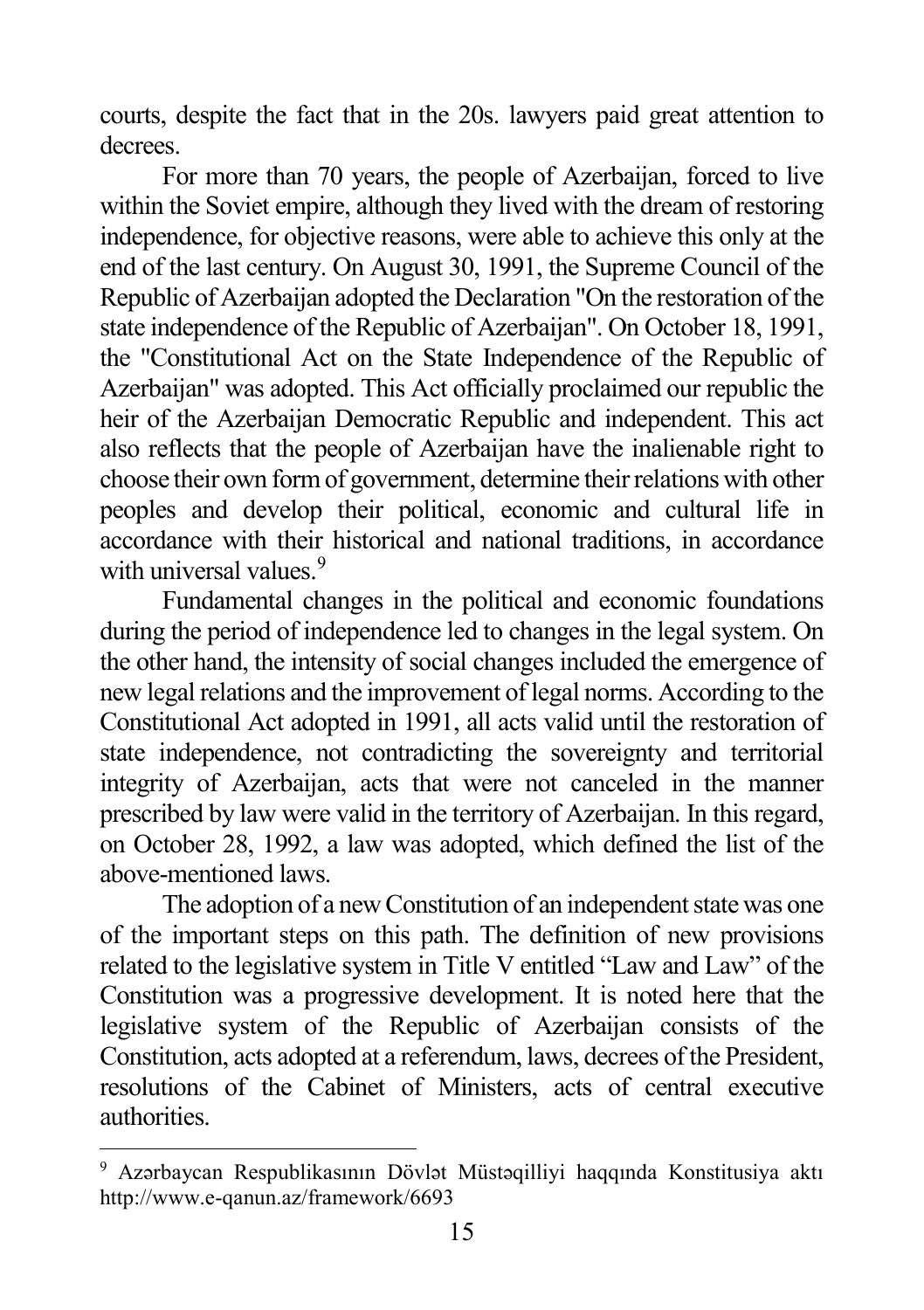courts, despite the fact that in the 20s. lawyers paid great attention to decrees.

For more than 70 years, the people of Azerbaijan, forced to live within the Soviet empire, although they lived with the dream of restoring independence, for objective reasons, were able to achieve this only at the end of the last century. On August 30, 1991, the Supreme Council of the Republic of Azerbaijan adopted the Declaration "On the restoration of the state independence of the Republic of Azerbaijan". On October 18, 1991, the "Constitutional Act on the State Independence of the Republic of Azerbaijan" was adopted. This Act officially proclaimed our republic the heir of the Azerbaijan Democratic Republic and independent. This act also reflects that the people of Azerbaijan have the inalienable right to choose their own form of government, determine their relations with other peoples and develop their political, economic and cultural life in accordance with their historical and national traditions, in accordance with universal values.[9]

Fundamental changes in the political and economic foundations during the period of independence led to changes in the legal system. On the other hand, the intensity of social changes included the emergence of new legal relations and the improvement of legal norms. According to the Constitutional Act adopted in 1991, all acts valid until the restoration of state independence, not contradicting the sovereignty and territorial integrity of Azerbaijan, acts that were not canceled in the manner prescribed by law were valid in the territory of Azerbaijan. In this regard, on October 28, 1992, a law was adopted, which defined the list of the above-mentioned laws.

The adoption of a new Constitution of an independent state was one of the important steps on this path. The definition of new provisions related to the legislative system in Title V entitled "Law and Law" of the Constitution was a progressive development. It is noted here that the legislative system of the Republic of Azerbaijan consists of the Constitution, acts adopted at a referendum, laws, decrees of the President, resolutions of the Cabinet of Ministers, acts of central executive authorities.

---

[9] Azərbaycan Respublikasının Dövlət Müstəqilliyi haqqında Konstitusiya aktı http://www.e-qanun.az/framework/6693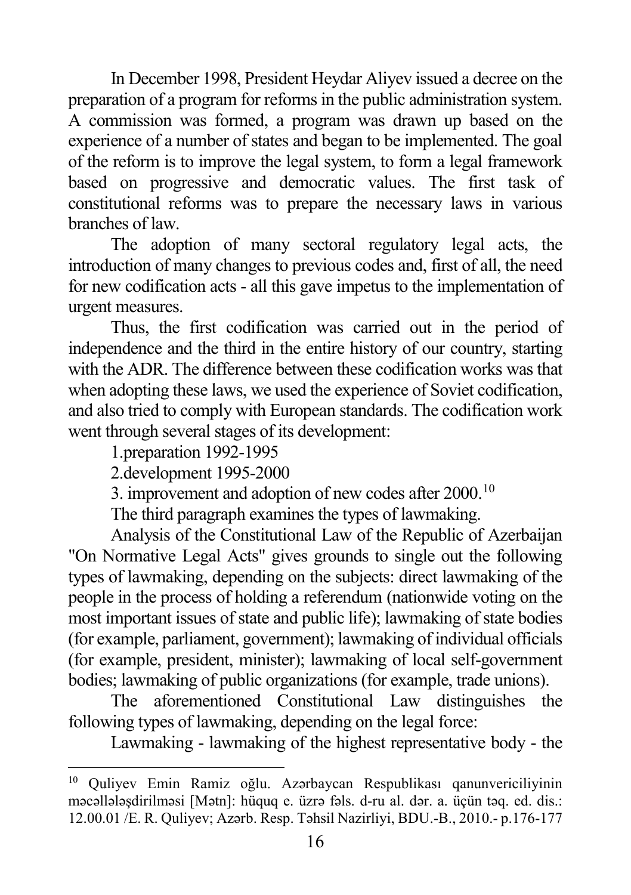In December 1998, President Heydar Aliyev issued a decree on the preparation of a program for reforms in the public administration system. A commission was formed, a program was drawn up based on the experience of a number of states and began to be implemented. The goal of the reform is to improve the legal system, to form a legal framework based on progressive and democratic values. The first task of constitutional reforms was to prepare the necessary laws in various branches of law.

The adoption of many sectoral regulatory legal acts, the introduction of many changes to previous codes and, first of all, the need for new codification acts - all this gave impetus to the implementation of urgent measures.

Thus, the first codification was carried out in the period of independence and the third in the entire history of our country, starting with the ADR. The difference between these codification works was that when adopting these laws, we used the experience of Soviet codification, and also tried to comply with European standards. The codification work went through several stages of its development:

1.preparation 1992-1995

2.development 1995-2000

3. improvement and adoption of new codes after 2000.[10]

The third paragraph examines the types of lawmaking.

Analysis of the Constitutional Law of the Republic of Azerbaijan "On Normative Legal Acts" gives grounds to single out the following types of lawmaking, depending on the subjects: direct lawmaking of the people in the process of holding a referendum (nationwide voting on the most important issues of state and public life); lawmaking of state bodies (for example, parliament, government); lawmaking of individual officials (for example, president, minister); lawmaking of local self-government bodies; lawmaking of public organizations (for example, trade unions).

The aforementioned Constitutional Law distinguishes the following types of lawmaking, depending on the legal force:

Lawmaking - lawmaking of the highest representative body - the

---

[10] Quliyev Emin Ramiz oğlu. Azərbaycan Respublikası qanunvericiliyinin məcəlləşdirilməsi [Mətn]: hüquq e. üzrə fəls. d-ru al. dər. a. üçün təq. ed. dis.: 12.00.01 /E. R. Quliyev; Azərb. Resp. Təhsil Nazirliyi, BDU.-B., 2010.- p.176-177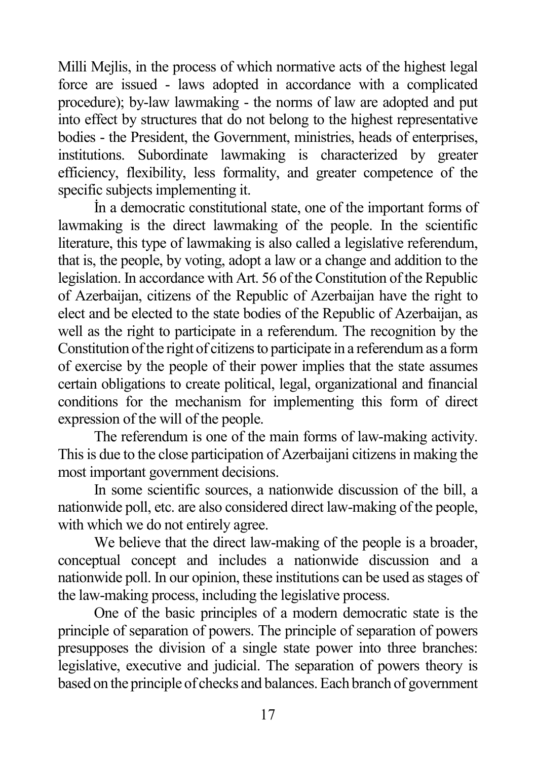Milli Mejlis, in the process of which normative acts of the highest legal force are issued - laws adopted in accordance with a complicated procedure); by-law lawmaking - the norms of law are adopted and put into effect by structures that do not belong to the highest representative bodies - the President, the Government, ministries, heads of enterprises, institutions. Subordinate lawmaking is characterized by greater efficiency, flexibility, less formality, and greater competence of the specific subjects implementing it.

İn a democratic constitutional state, one of the important forms of lawmaking is the direct lawmaking of the people. In the scientific literature, this type of lawmaking is also called a legislative referendum, that is, the people, by voting, adopt a law or a change and addition to the legislation. In accordance with Art. 56 of the Constitution of the Republic of Azerbaijan, citizens of the Republic of Azerbaijan have the right to elect and be elected to the state bodies of the Republic of Azerbaijan, as well as the right to participate in a referendum. The recognition by the Constitution of the right of citizens to participate in a referendum as a form of exercise by the people of their power implies that the state assumes certain obligations to create political, legal, organizational and financial conditions for the mechanism for implementing this form of direct expression of the will of the people.

The referendum is one of the main forms of law-making activity. This is due to the close participation of Azerbaijani citizens in making the most important government decisions.

In some scientific sources, a nationwide discussion of the bill, a nationwide poll, etc. are also considered direct law-making of the people, with which we do not entirely agree.

We believe that the direct law-making of the people is a broader, conceptual concept and includes a nationwide discussion and a nationwide poll. In our opinion, these institutions can be used as stages of the law-making process, including the legislative process.

One of the basic principles of a modern democratic state is the principle of separation of powers. The principle of separation of powers presupposes the division of a single state power into three branches: legislative, executive and judicial. The separation of powers theory is based on the principle of checks and balances. Each branch of government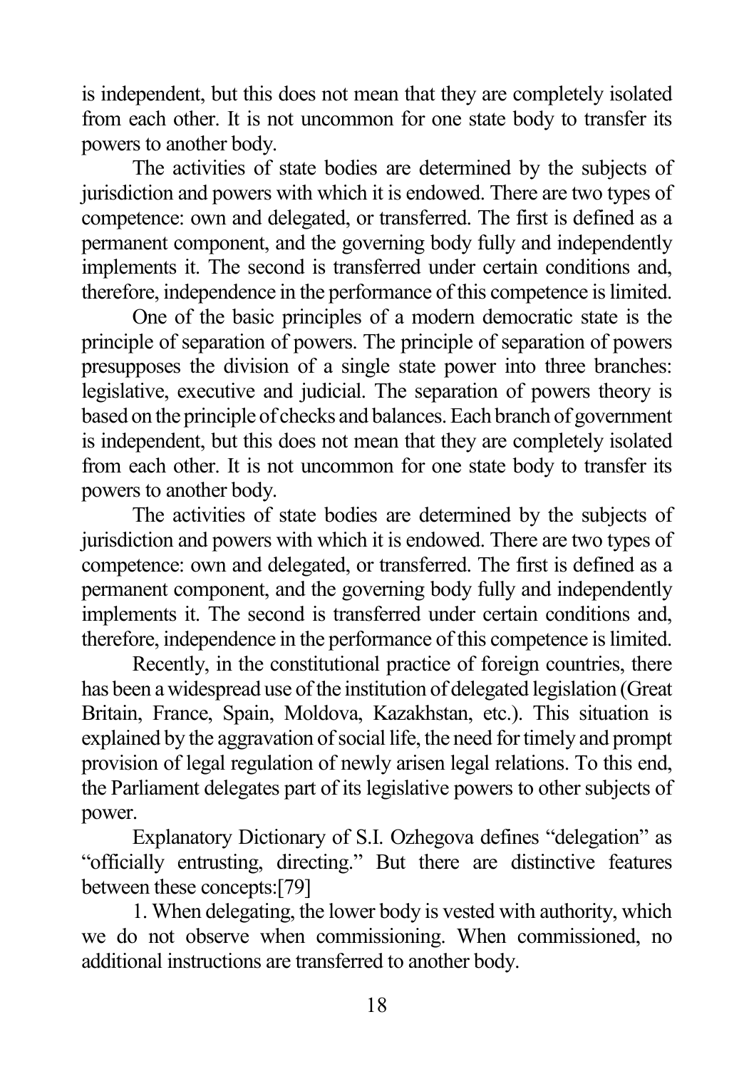is independent, but this does not mean that they are completely isolated from each other. It is not uncommon for one state body to transfer its powers to another body.

The activities of state bodies are determined by the subjects of jurisdiction and powers with which it is endowed. There are two types of competence: own and delegated, or transferred. The first is defined as a permanent component, and the governing body fully and independently implements it. The second is transferred under certain conditions and, therefore, independence in the performance of this competence is limited.

One of the basic principles of a modern democratic state is the principle of separation of powers. The principle of separation of powers presupposes the division of a single state power into three branches: legislative, executive and judicial. The separation of powers theory is based on the principle of checks and balances. Each branch of government is independent, but this does not mean that they are completely isolated from each other. It is not uncommon for one state body to transfer its powers to another body.

The activities of state bodies are determined by the subjects of jurisdiction and powers with which it is endowed. There are two types of competence: own and delegated, or transferred. The first is defined as a permanent component, and the governing body fully and independently implements it. The second is transferred under certain conditions and, therefore, independence in the performance of this competence is limited.

Recently, in the constitutional practice of foreign countries, there has been a widespread use of the institution of delegated legislation (Great Britain, France, Spain, Moldova, Kazakhstan, etc.). This situation is explained by the aggravation of social life, the need for timely and prompt provision of legal regulation of newly arisen legal relations. To this end, the Parliament delegates part of its legislative powers to other subjects of power.

Explanatory Dictionary of S.I. Ozhegova defines "delegation" as "officially entrusting, directing." But there are distinctive features between these concepts:[79]

1. When delegating, the lower body is vested with authority, which we do not observe when commissioning. When commissioned, no additional instructions are transferred to another body.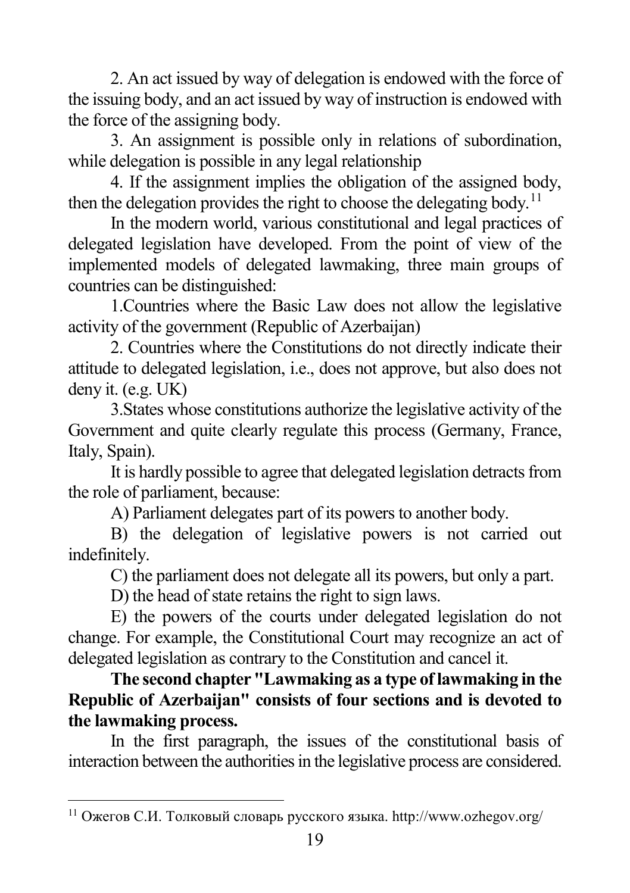2. An act issued by way of delegation is endowed with the force of the issuing body, and an act issued by way of instruction is endowed with the force of the assigning body.

3. An assignment is possible only in relations of subordination, while delegation is possible in any legal relationship

4. If the assignment implies the obligation of the assigned body, then the delegation provides the right to choose the delegating body.[11]

In the modern world, various constitutional and legal practices of delegated legislation have developed. From the point of view of the implemented models of delegated lawmaking, three main groups of countries can be distinguished:

1.Countries where the Basic Law does not allow the legislative activity of the government (Republic of Azerbaijan)

2. Countries where the Constitutions do not directly indicate their attitude to delegated legislation, i.e., does not approve, but also does not deny it. (e.g. UK)

3.States whose constitutions authorize the legislative activity of the Government and quite clearly regulate this process (Germany, France, Italy, Spain).

It is hardly possible to agree that delegated legislation detracts from the role of parliament, because:

A) Parliament delegates part of its powers to another body.

B) the delegation of legislative powers is not carried out indefinitely.

C) the parliament does not delegate all its powers, but only a part.

D) the head of state retains the right to sign laws.

E) the powers of the courts under delegated legislation do not change. For example, the Constitutional Court may recognize an act of delegated legislation as contrary to the Constitution and cancel it.

**The second chapter "Lawmaking as a type of lawmaking in the Republic of Azerbaijan" consists of four sections and is devoted to the lawmaking process.**

In the first paragraph, the issues of the constitutional basis of interaction between the authorities in the legislative process are considered.

---

[11] Ожегов С.И. Толковый словарь русского языка. http://www.ozhegov.org/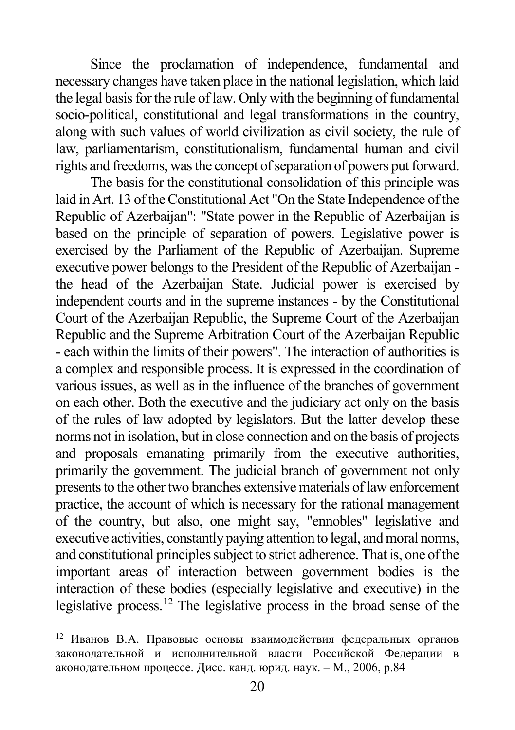Since the proclamation of independence, fundamental and necessary changes have taken place in the national legislation, which laid the legal basis for the rule of law. Only with the beginning of fundamental socio-political, constitutional and legal transformations in the country, along with such values of world civilization as civil society, the rule of law, parliamentarism, constitutionalism, fundamental human and civil rights and freedoms, was the concept of separation of powers put forward.

The basis for the constitutional consolidation of this principle was laid in Art. 13 of the Constitutional Act "On the State Independence of the Republic of Azerbaijan": "State power in the Republic of Azerbaijan is based on the principle of separation of powers. Legislative power is exercised by the Parliament of the Republic of Azerbaijan. Supreme executive power belongs to the President of the Republic of Azerbaijan - the head of the Azerbaijan State. Judicial power is exercised by independent courts and in the supreme instances - by the Constitutional Court of the Azerbaijan Republic, the Supreme Court of the Azerbaijan Republic and the Supreme Arbitration Court of the Azerbaijan Republic - each within the limits of their powers". The interaction of authorities is a complex and responsible process. It is expressed in the coordination of various issues, as well as in the influence of the branches of government on each other. Both the executive and the judiciary act only on the basis of the rules of law adopted by legislators. But the latter develop these norms not in isolation, but in close connection and on the basis of projects and proposals emanating primarily from the executive authorities, primarily the government. The judicial branch of government not only presents to the other two branches extensive materials of law enforcement practice, the account of which is necessary for the rational management of the country, but also, one might say, "ennobles" legislative and executive activities, constantly paying attention to legal, and moral norms, and constitutional principles subject to strict adherence. That is, one of the important areas of interaction between government bodies is the interaction of these bodies (especially legislative and executive) in the legislative process.[12] The legislative process in the broad sense of the

---

[12] Иванов В.А. Правовые основы взаимодействия федеральных органов законодательной и исполнительной власти Российской Федерации в аконодательном процессе. Дисс. канд. юрид. наук. – М., 2006, p.84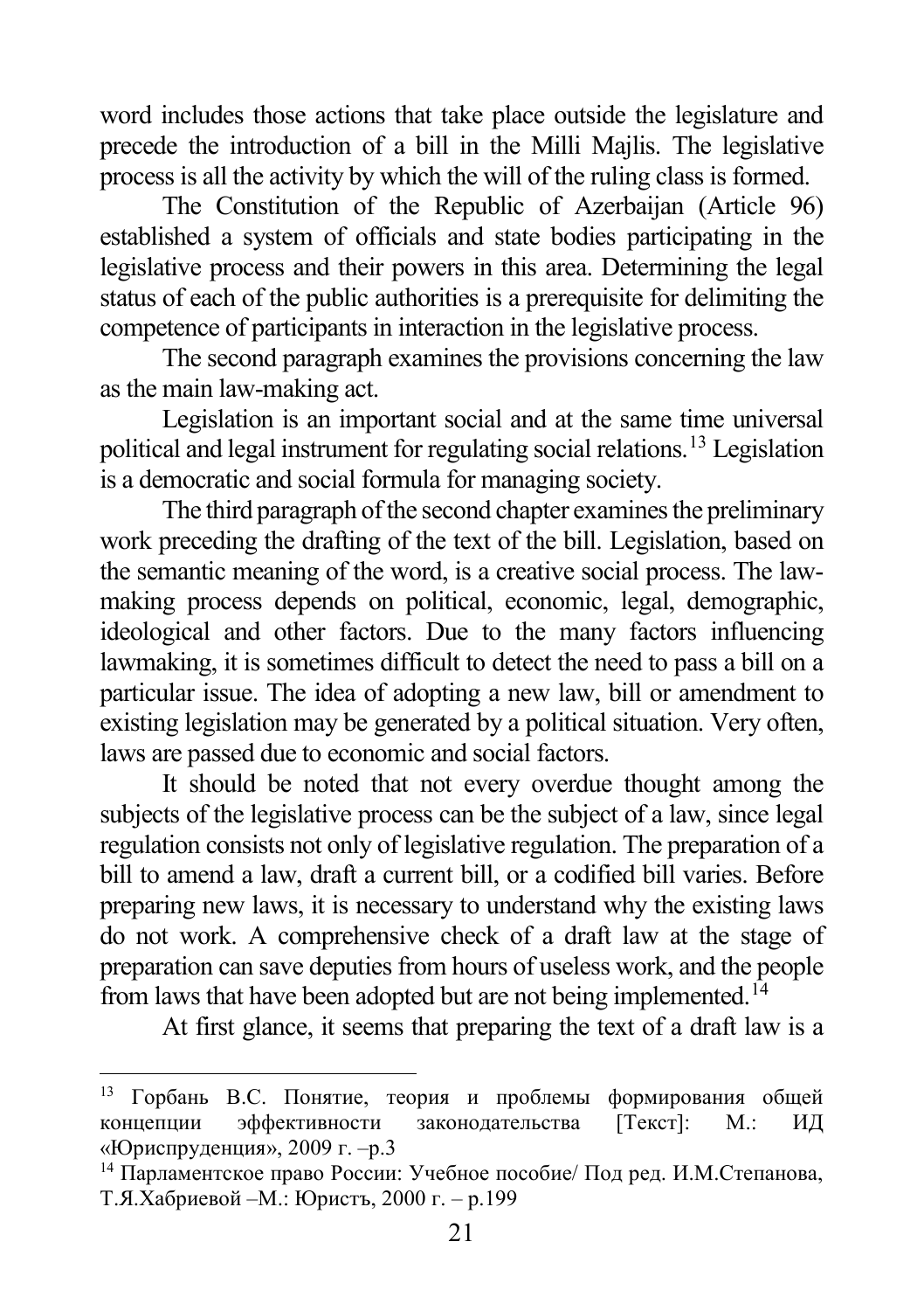word includes those actions that take place outside the legislature and precede the introduction of a bill in the Milli Majlis. The legislative process is all the activity by which the will of the ruling class is formed.

The Constitution of the Republic of Azerbaijan (Article 96) established a system of officials and state bodies participating in the legislative process and their powers in this area. Determining the legal status of each of the public authorities is a prerequisite for delimiting the competence of participants in interaction in the legislative process.

The second paragraph examines the provisions concerning the law as the main law-making act.

Legislation is an important social and at the same time universal political and legal instrument for regulating social relations.[13] Legislation is a democratic and social formula for managing society.

The third paragraph of the second chapter examines the preliminary work preceding the drafting of the text of the bill. Legislation, based on the semantic meaning of the word, is a creative social process. The law-making process depends on political, economic, legal, demographic, ideological and other factors. Due to the many factors influencing lawmaking, it is sometimes difficult to detect the need to pass a bill on a particular issue. The idea of adopting a new law, bill or amendment to existing legislation may be generated by a political situation. Very often, laws are passed due to economic and social factors.

It should be noted that not every overdue thought among the subjects of the legislative process can be the subject of a law, since legal regulation consists not only of legislative regulation. The preparation of a bill to amend a law, draft a current bill, or a codified bill varies. Before preparing new laws, it is necessary to understand why the existing laws do not work. A comprehensive check of a draft law at the stage of preparation can save deputies from hours of useless work, and the people from laws that have been adopted but are not being implemented.[14]

At first glance, it seems that preparing the text of a draft law is a

---

[13] Горбань В.С. Понятие, теория и проблемы формирования общей концепции эффективности законодательства [Текст]: М.: ИД «Юриспруденция», 2009 г. –p.3

[14] Парламентское право России: Учебное пособие/ Под ред. И.М.Степанова, Т.Я.Хабриевой –М.: Юристъ, 2000 г. – p.199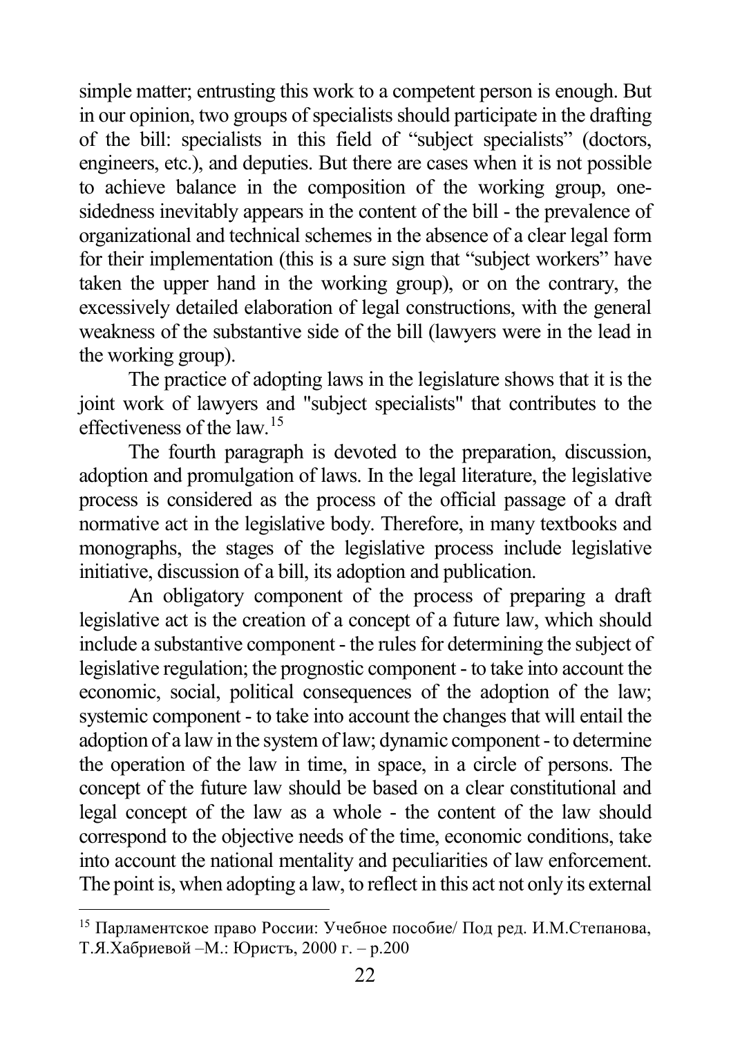simple matter; entrusting this work to a competent person is enough. But in our opinion, two groups of specialists should participate in the drafting of the bill: specialists in this field of “subject specialists” (doctors, engineers, etc.), and deputies. But there are cases when it is not possible to achieve balance in the composition of the working group, one-sidedness inevitably appears in the content of the bill - the prevalence of organizational and technical schemes in the absence of a clear legal form for their implementation (this is a sure sign that “subject workers” have taken the upper hand in the working group), or on the contrary, the excessively detailed elaboration of legal constructions, with the general weakness of the substantive side of the bill (lawyers were in the lead in the working group).

The practice of adopting laws in the legislature shows that it is the joint work of lawyers and "subject specialists" that contributes to the effectiveness of the law.[15]

The fourth paragraph is devoted to the preparation, discussion, adoption and promulgation of laws. In the legal literature, the legislative process is considered as the process of the official passage of a draft normative act in the legislative body. Therefore, in many textbooks and monographs, the stages of the legislative process include legislative initiative, discussion of a bill, its adoption and publication.

An obligatory component of the process of preparing a draft legislative act is the creation of a concept of a future law, which should include a substantive component - the rules for determining the subject of legislative regulation; the prognostic component - to take into account the economic, social, political consequences of the adoption of the law; systemic component - to take into account the changes that will entail the adoption of a law in the system of law; dynamic component - to determine the operation of the law in time, in space, in a circle of persons. The concept of the future law should be based on a clear constitutional and legal concept of the law as a whole - the content of the law should correspond to the objective needs of the time, economic conditions, take into account the national mentality and peculiarities of law enforcement. The point is, when adopting a law, to reflect in this act not only its external

---

[15] Парламентское право России: Учебное пособие/ Под ред. И.М.Степанова, Т.Я.Хабриевой –М.: Юристъ, 2000 г. – p.200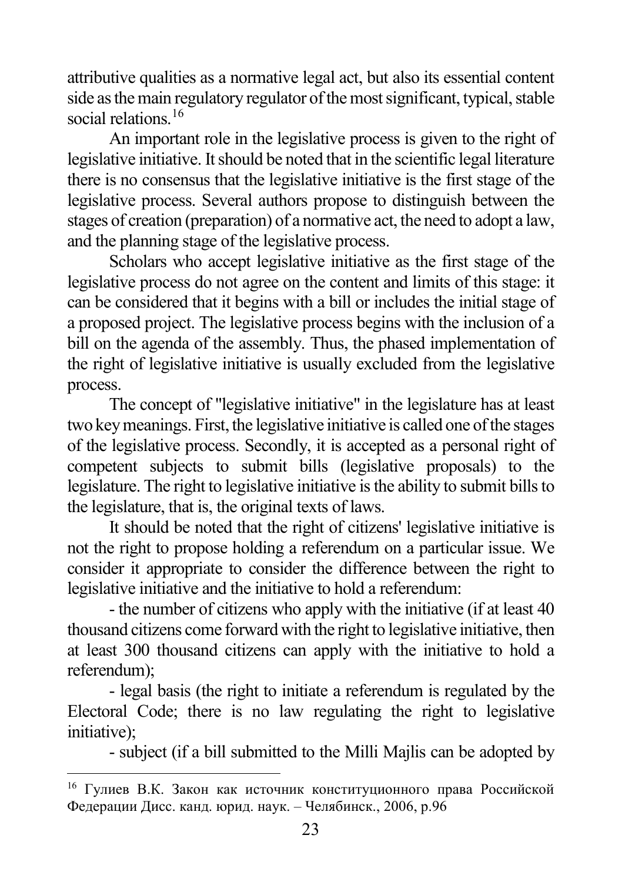attributive qualities as a normative legal act, but also its essential content side as the main regulatory regulator of the most significant, typical, stable social relations.[16]

An important role in the legislative process is given to the right of legislative initiative. It should be noted that in the scientific legal literature there is no consensus that the legislative initiative is the first stage of the legislative process. Several authors propose to distinguish between the stages of creation (preparation) of a normative act, the need to adopt a law, and the planning stage of the legislative process.

Scholars who accept legislative initiative as the first stage of the legislative process do not agree on the content and limits of this stage: it can be considered that it begins with a bill or includes the initial stage of a proposed project. The legislative process begins with the inclusion of a bill on the agenda of the assembly. Thus, the phased implementation of the right of legislative initiative is usually excluded from the legislative process.

The concept of "legislative initiative" in the legislature has at least two key meanings. First, the legislative initiative is called one of the stages of the legislative process. Secondly, it is accepted as a personal right of competent subjects to submit bills (legislative proposals) to the legislature. The right to legislative initiative is the ability to submit bills to the legislature, that is, the original texts of laws.

It should be noted that the right of citizens' legislative initiative is not the right to propose holding a referendum on a particular issue. We consider it appropriate to consider the difference between the right to legislative initiative and the initiative to hold a referendum:

- the number of citizens who apply with the initiative (if at least 40 thousand citizens come forward with the right to legislative initiative, then at least 300 thousand citizens can apply with the initiative to hold a referendum);
- legal basis (the right to initiate a referendum is regulated by the Electoral Code; there is no law regulating the right to legislative initiative);
- subject (if a bill submitted to the Milli Majlis can be adopted by

---

[16] Гулиев В.К. Закон как источник конституционного права Российской Федерации Дисс. канд. юрид. наук. – Челябинск., 2006, p.96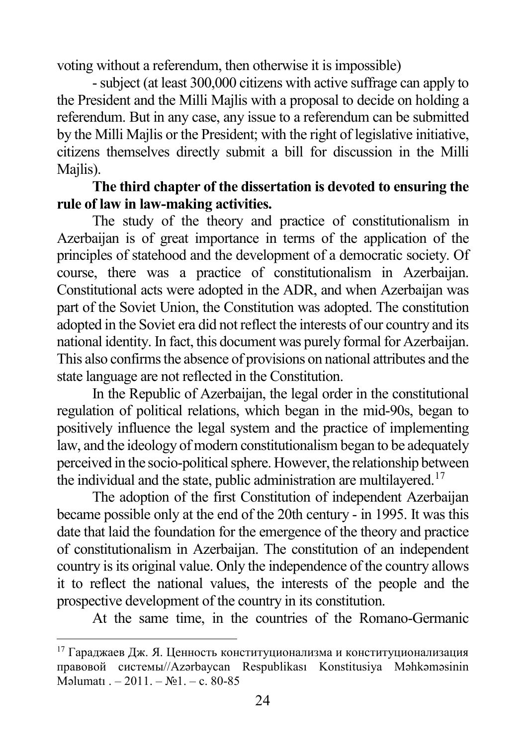voting without a referendum, then otherwise it is impossible)

- subject (at least 300,000 citizens with active suffrage can apply to the President and the Milli Majlis with a proposal to decide on holding a referendum. But in any case, any issue to a referendum can be submitted by the Milli Majlis or the President; with the right of legislative initiative, citizens themselves directly submit a bill for discussion in the Milli Majlis).

**The third chapter of the dissertation is devoted to ensuring the rule of law in law-making activities.**

The study of the theory and practice of constitutionalism in Azerbaijan is of great importance in terms of the application of the principles of statehood and the development of a democratic society. Of course, there was a practice of constitutionalism in Azerbaijan. Constitutional acts were adopted in the ADR, and when Azerbaijan was part of the Soviet Union, the Constitution was adopted. The constitution adopted in the Soviet era did not reflect the interests of our country and its national identity. In fact, this document was purely formal for Azerbaijan. This also confirms the absence of provisions on national attributes and the state language are not reflected in the Constitution.

In the Republic of Azerbaijan, the legal order in the constitutional regulation of political relations, which began in the mid-90s, began to positively influence the legal system and the practice of implementing law, and the ideology of modern constitutionalism began to be adequately perceived in the socio-political sphere. However, the relationship between the individual and the state, public administration are multilayered.[17]

The adoption of the first Constitution of independent Azerbaijan became possible only at the end of the 20th century - in 1995. It was this date that laid the foundation for the emergence of the theory and practice of constitutionalism in Azerbaijan. The constitution of an independent country is its original value. Only the independence of the country allows it to reflect the national values, the interests of the people and the prospective development of the country in its constitution.

At the same time, in the countries of the Romano-Germanic

---

[17] Гараджаев Дж. Я. Ценность конституционализма и конституционализация правовой системы//Azərbaycan Respublikası Konstitusiya Məhkəməsinin Məlumatı . – 2011. – №1. – с. 80-85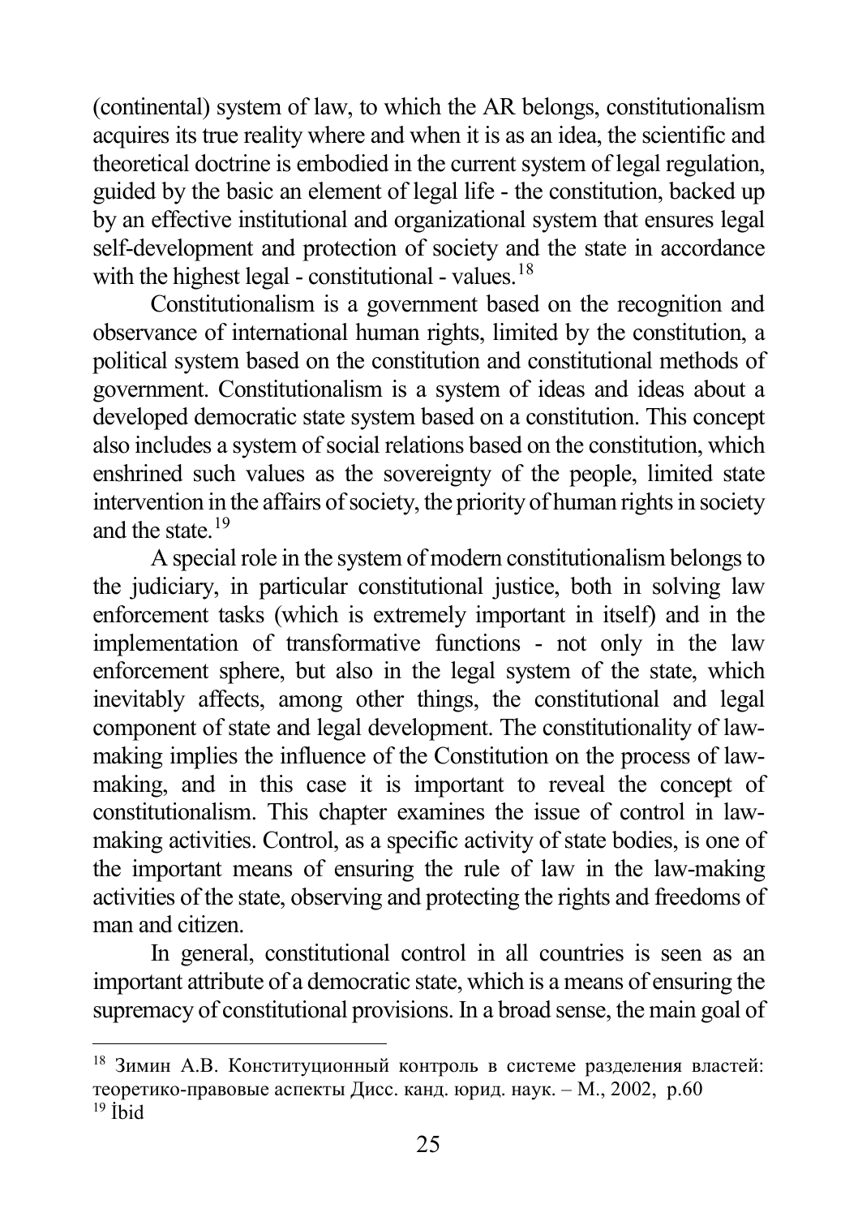(continental) system of law, to which the AR belongs, constitutionalism acquires its true reality where and when it is as an idea, the scientific and theoretical doctrine is embodied in the current system of legal regulation, guided by the basic an element of legal life - the constitution, backed up by an effective institutional and organizational system that ensures legal self-development and protection of society and the state in accordance with the highest legal - constitutional - values.[18]

Constitutionalism is a government based on the recognition and observance of international human rights, limited by the constitution, a political system based on the constitution and constitutional methods of government. Constitutionalism is a system of ideas and ideas about a developed democratic state system based on a constitution. This concept also includes a system of social relations based on the constitution, which enshrined such values as the sovereignty of the people, limited state intervention in the affairs of society, the priority of human rights in society and the state.[19]

A special role in the system of modern constitutionalism belongs to the judiciary, in particular constitutional justice, both in solving law enforcement tasks (which is extremely important in itself) and in the implementation of transformative functions - not only in the law enforcement sphere, but also in the legal system of the state, which inevitably affects, among other things, the constitutional and legal component of state and legal development. The constitutionality of law-making implies the influence of the Constitution on the process of law-making, and in this case it is important to reveal the concept of constitutionalism. This chapter examines the issue of control in law-making activities. Control, as a specific activity of state bodies, is one of the important means of ensuring the rule of law in the law-making activities of the state, observing and protecting the rights and freedoms of man and citizen.

In general, constitutional control in all countries is seen as an important attribute of a democratic state, which is a means of ensuring the supremacy of constitutional provisions. In a broad sense, the main goal of

---

[18] Зимин А.В. Конституционный контроль в системе разделения властей: теоретико-правовые аспекты Дисс. канд. юрид. наук. – М., 2002, p.60

[19] İbid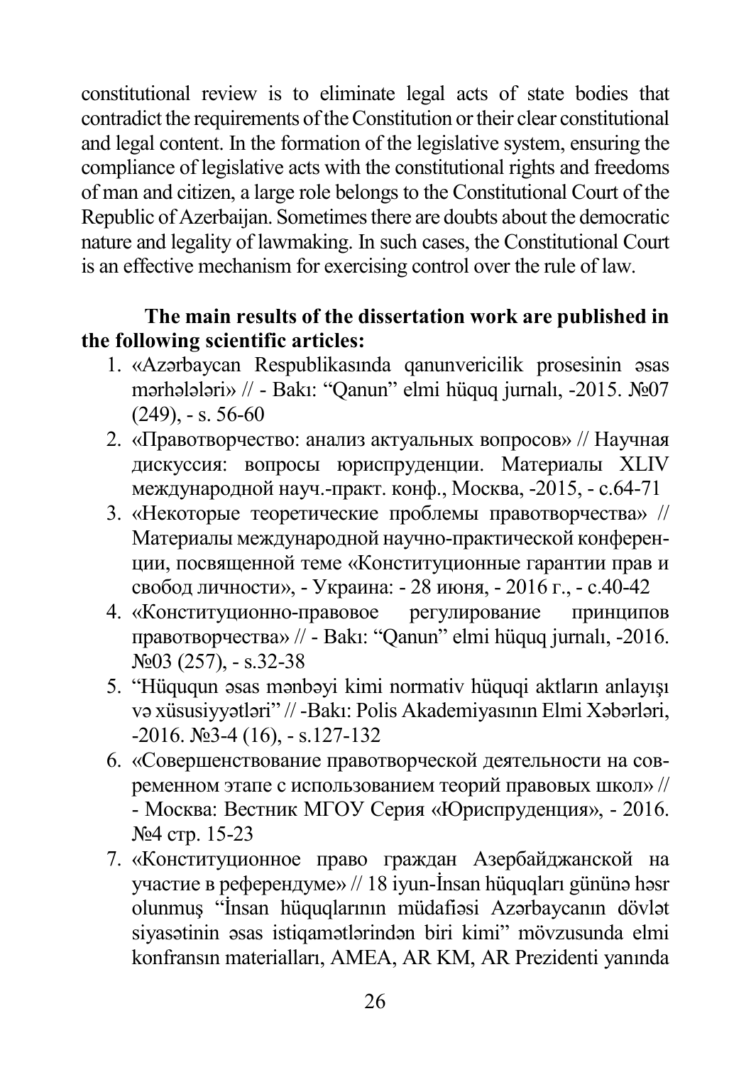constitutional review is to eliminate legal acts of state bodies that contradict the requirements of the Constitution or their clear constitutional and legal content. In the formation of the legislative system, ensuring the compliance of legislative acts with the constitutional rights and freedoms of man and citizen, a large role belongs to the Constitutional Court of the Republic of Azerbaijan. Sometimes there are doubts about the democratic nature and legality of lawmaking. In such cases, the Constitutional Court is an effective mechanism for exercising control over the rule of law.

**The main results of the dissertation work are published in the following scientific articles:**

1. «Azərbaycan Respublikasında qanunvericilik prosesinin əsas mərhələləri» // - Bakı: "Qanun" elmi hüquq jurnalı, -2015. №07 (249), - s. 56-60
2. «Правотворчество: анализ актуальных вопросов» // Научная дискуссия: вопросы юриспруденции. Материалы XLIV международной науч.-практ. конф., Москва, -2015, - с.64-71
3. «Некоторые теоретические проблемы правотворчества» // Материалы международной научно-практической конференции, посвященной теме «Конституционные гарантии прав и свобод личности», - Украина: - 28 июня, - 2016 г., - с.40-42
4. «Конституционно-правовое регулирование принципов правотворчества» // - Bakı: "Qanun" elmi hüquq jurnalı, -2016. №03 (257), - s.32-38
5. "Hüququn əsas mənbəyi kimi normativ hüquqi aktların anlayışı və xüsusiyyətləri" // -Bakı: Polis Akademiyasının Elmi Xəbərləri, -2016. №3-4 (16), - s.127-132
6. «Совершенствование правотворческой деятельности на современном этапе с использованием теорий правовых школ» // - Москва: Вестник МГОУ Серия «Юриспруденция», - 2016. №4 стр. 15-23
7. «Конституционное право граждан Азербайджанской на участие в референдуме» // 18 iyun-İnsan hüquqları gününə həsr olunmuş "İnsan hüquqlarının müdafiəsi Azərbaycanın dövlət siyasətinin əsas istiqamətlərindən biri kimi" mövzusunda elmi konfransın materialları, AMEA, AR KM, AR Prezidenti yanında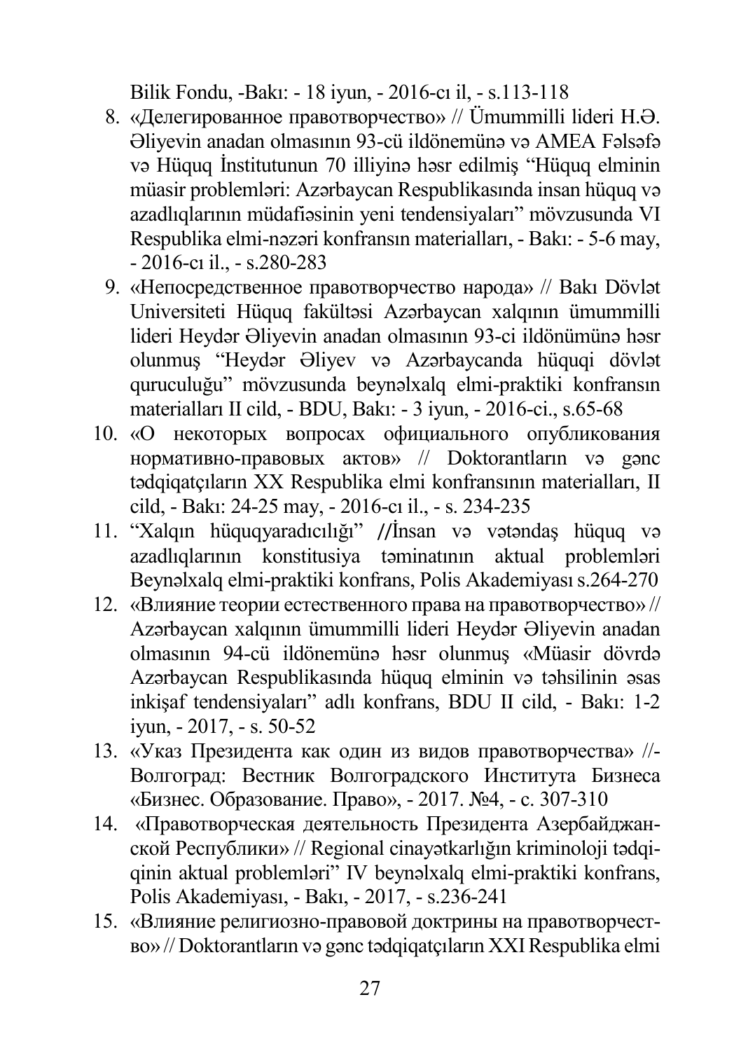Bilik Fondu, -Bakı: - 18 iyun, - 2016-cı il, - s.113-118

8. «Делегированное правотворчество» // Ümummilli lideri H.Ə. Əliyevin anadan olmasının 93-cü ildönemünə və AMEA Fəlsəfə və Hüquq İnstitutunun 70 illiyinə həsr edilmiş "Hüquq elminin müasir problemləri: Azərbaycan Respublikasında insan hüquq və azadlıqlarının müdafiəsinin yeni tendensiyaları" mövzusunda VI Respublika elmi-nəzəri konfransın materialları, - Bakı: - 5-6 may, - 2016-cı il., - s.280-283
9. «Непосредственное правотворчество народа» // Bakı Dövlət Universiteti Hüquq fakültəsi Azərbaycan xalqının ümummilli lideri Heydər Əliyevin anadan olmasının 93-ci ildönümünə həsr olunmuş "Heydər Əliyev və Azərbaycanda hüquqi dövlət quruculuğu" mövzusunda beynəlxalq elmi-praktiki konfransın materialları II cild, - BDU, Bakı: - 3 iyun, - 2016-ci., s.65-68
10. «О некоторых вопросах официального опубликования нормативно-правовых актов» // Doktorantların və gənc tədqiqatçıların XX Respublika elmi konfransının materialları, II cild, - Bakı: 24-25 may, - 2016-cı il., - s. 234-235
11. "Xalqın hüquqyaradıcılığı" //İnsan və vətəndaş hüquq və azadlıqlarının konstitusiya təminatının aktual problemləri Beynəlxalq elmi-praktiki konfrans, Polis Akademiyası s.264-270
12. «Влияние теории естественного права на правотворчество» // Azərbaycan xalqının ümummilli lideri Heydər Əliyevin anadan olmasının 94-cü ildönemünə həsr olunmuş «Müasir dövrdə Azərbaycan Respublikasında hüquq elminin və təhsilinin əsas inkişaf tendensiyaları" adlı konfrans, BDU II cild, - Bakı: 1-2 iyun, - 2017, - s. 50-52
13. «Указ Президента как один из видов правотворчества» //- Волгоград: Вестник Волгоградского Института Бизнеса «Бизнес. Образование. Право», - 2017. №4, - с. 307-310
14. «Правотворческая деятельность Президента Азербайджанской Республики» // Regional cinayətkarlığın kriminoloji tədqiqinin aktual problemləri" IV beynəlxalq elmi-praktiki konfrans, Polis Akademiyası, - Bakı, - 2017, - s.236-241
15. «Влияние религиозно-правовой доктрины на правотворчество» // Doktorantların və gənc tədqiqatçıların XXI Respublika elmi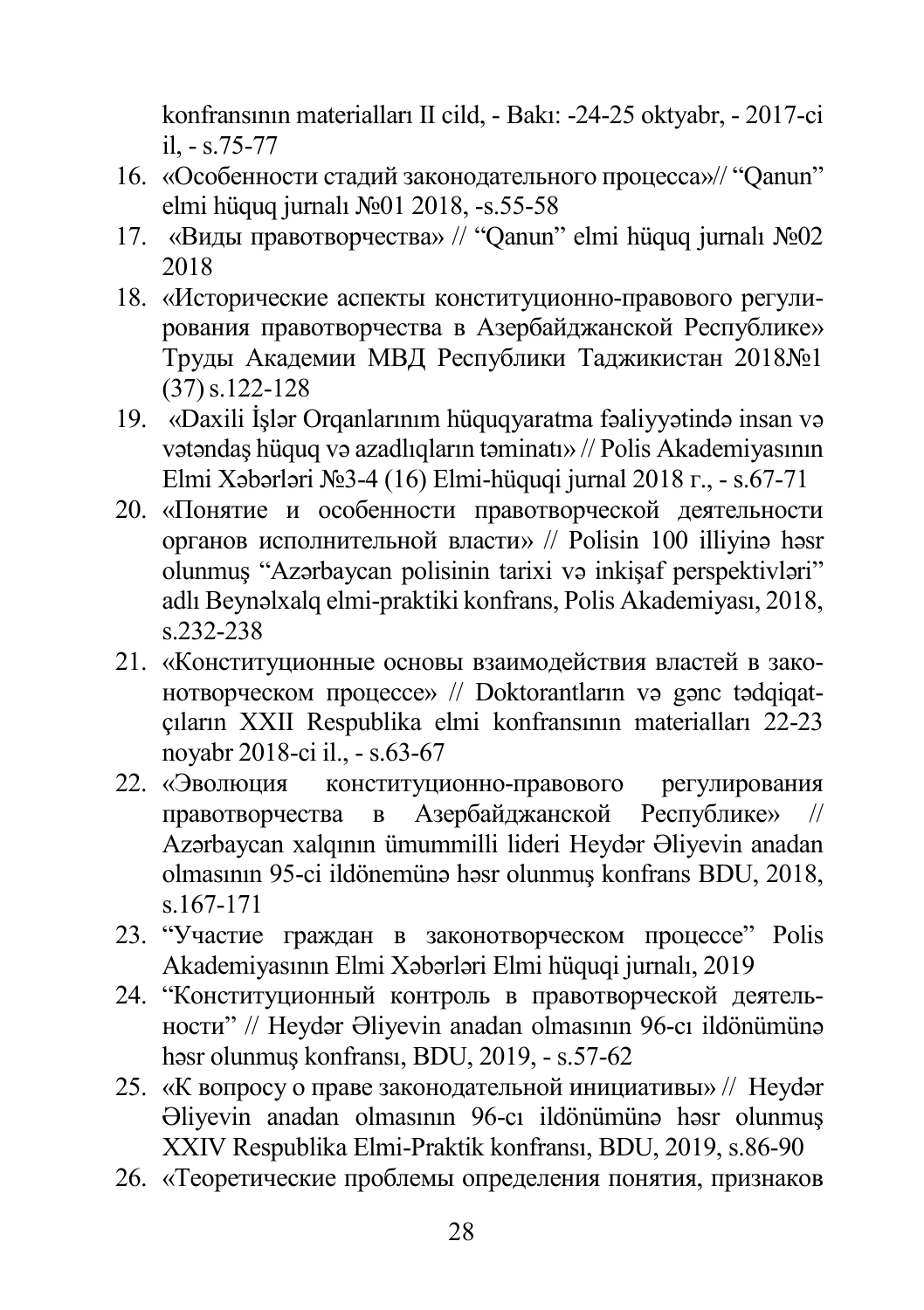konfransının materialları II cild, - Bakı: -24-25 oktyabr, - 2017-ci il, - s.75-77

16. «Особенности стадий законодательного процесса»// "Qanun" elmi hüquq jurnalı №01 2018, -s.55-58
17. «Виды правотворчества» // "Qanun" elmi hüquq jurnalı №02 2018
18. «Исторические аспекты конституционно-правового регулирования правотворчества в Азербайджанской Республике» Труды Академии МВД Республики Таджикистан 2018№1 (37) s.122-128
19. «Daxili İşlər Orqanlarınım hüquqyaratma fəaliyyətində insan və vətəndaş hüquq və azadlıqların təminatı» // Polis Akademiyasının Elmi Xəbərləri №3-4 (16) Elmi-hüquqi jurnal 2018 г., - s.67-71
20. «Понятие и особенности правотворческой деятельности органов исполнительной власти» // Polisin 100 illiyinə həsr olunmuş "Azərbaycan polisinin tarixi və inkişaf perspektivləri" adlı Beynəlxalq elmi-praktiki konfrans, Polis Akademiyası, 2018, s.232-238
21. «Конституционные основы взаимодействия властей в законотворческом процессе» // Doktorantların və gənc tədqiqatçıların XXII Respublika elmi konfransının materialları 22-23 noyabr 2018-ci il., - s.63-67
22. «Эволюция конституционно-правового регулирования правотворчества в Азербайджанской Республике» // Azərbaycan xalqının ümummilli lideri Heydər Əliyevin anadan olmasının 95-ci ildönemünə həsr olunmuş konfrans BDU, 2018, s.167-171
23. "Участие граждан в законотворческом процессе" Polis Akademiyasının Elmi Xəbərləri Elmi hüquqi jurnalı, 2019
24. "Конституционный контроль в правотворческой деятельности" // Heydər Əliyevin anadan olmasının 96-cı ildönümünə həsr olunmuş konfransı, BDU, 2019, - s.57-62
25. «К вопросу о праве законодательной инициативы» // Heydər Əliyevin anadan olmasının 96-cı ildönümünə həsr olunmuş XXIV Respublika Elmi-Praktik konfransı, BDU, 2019, s.86-90
26. «Теоретические проблемы определения понятия, признаков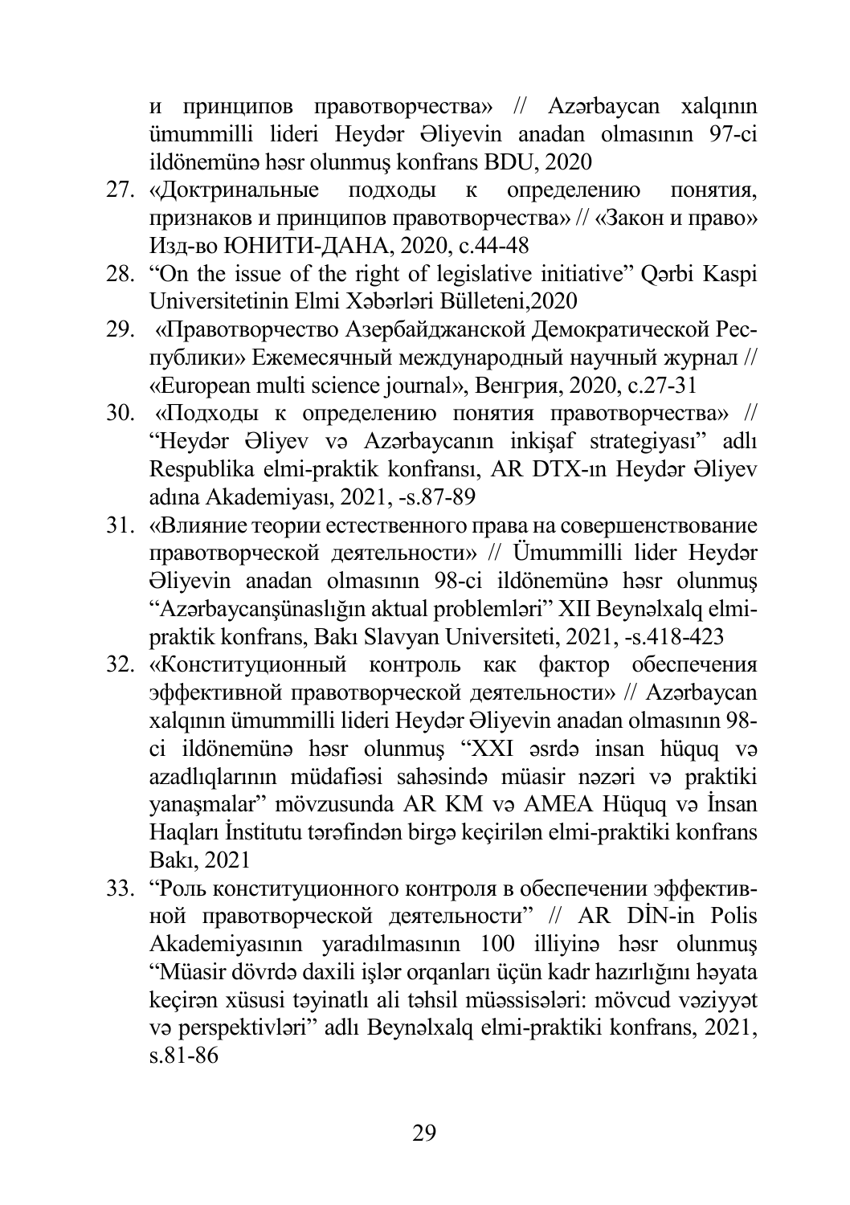и принципов правотворчества» // Azərbaycan xalqının ümummilli lideri Heydər Əliyevin anadan olmasının 97-ci ildönemünə həsr olunmuş konfrans BDU, 2020

27. «Доктринальные подходы к определению понятия, признаков и принципов правотворчества» // «Закон и право» Изд-во ЮНИТИ-ДАНА, 2020, с.44-48
28. "On the issue of the right of legislative initiative" Qərbi Kaspi Universitetinin Elmi Xəbərləri Bülleteni,2020
29. «Правотворчество Азербайджанской Демократической Республики» Ежемесячный международный научный журнал // «European multi science journal», Венгрия, 2020, с.27-31
30. «Подходы к определению понятия правотворчества» // "Heydər Əliyev və Azərbaycanın inkişaf strategiyası" adlı Respublika elmi-praktik konfransı, AR DTX-ın Heydər Əliyev adına Akademiyası, 2021, -s.87-89
31. «Влияние теории естественного права на совершенствование правотворческой деятельности» // Ümummilli lider Heydər Əliyevin anadan olmasının 98-ci ildönemünə həsr olunmuş "Azərbaycanşünaslığın aktual problemləri" XII Beynəlxalq elmi-praktik konfrans, Bakı Slavyan Universiteti, 2021, -s.418-423
32. «Конституционный контроль как фактор обеспечения эффективной правотворческой деятельности» // Azərbaycan xalqının ümummilli lideri Heydər Əliyevin anadan olmasının 98-ci ildönemünə həsr olunmuş "XXI əsrdə insan hüquq və azadlıqlarının müdafiəsi sahəsində müasir nəzəri və praktiki yanaşmalar" mövzusunda AR KM və AMEA Hüquq və İnsan Haqları İnstitutu tərəfindən birgə keçirilən elmi-praktiki konfrans Bakı, 2021
33. "Роль конституционного контроля в обеспечении эффективной правотворческой деятельности" // AR DİN-in Polis Akademiyasının yaradılmasının 100 illiyinə həsr olunmuş "Müasir dövrdə daxili işlər orqanları üçün kadr hazırlığını həyata keçirən xüsusi təyinatlı ali təhsil müəssisələri: mövcud vəziyyət və perspektivləri" adlı Beynəlxalq elmi-praktiki konfrans, 2021, s.81-86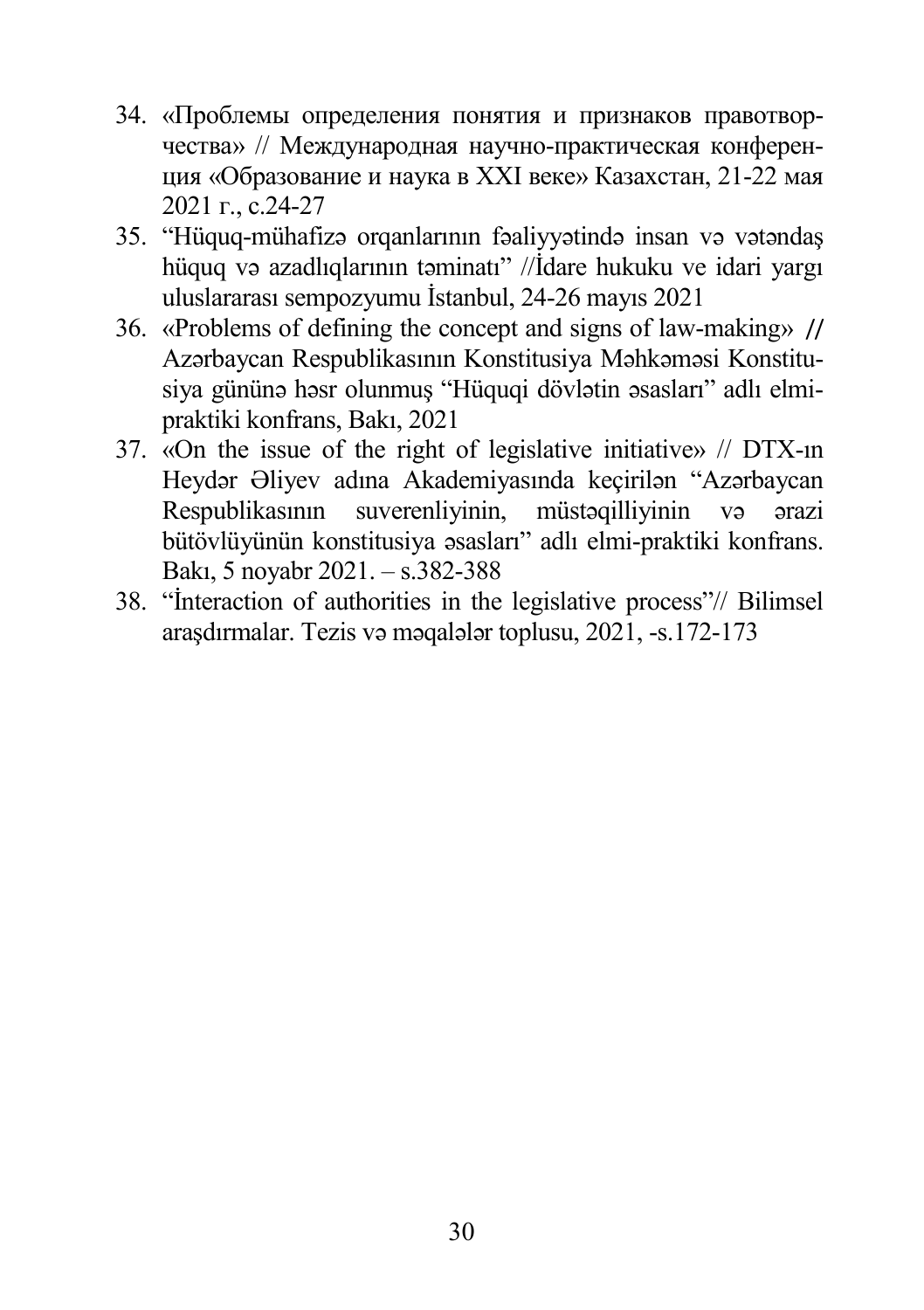34. «Проблемы определения понятия и признаков правотворчества» // Международная научно-практическая конференция «Образование и наука в XXI веке» Казахстан, 21-22 мая 2021 г., с.24-27
35. "Hüquq-mühafizə orqanlarının fəaliyyətində insan və vətəndaş hüquq və azadlıqlarının təminatı" //İdare hukuku ve idari yargı uluslararası sempozyumu İstanbul, 24-26 mayıs 2021
36. «Problems of defining the concept and signs of law-making» // Azərbaycan Respublikasının Konstitusiya Məhkəməsi Konstitusiya gününə həsr olunmuş "Hüquqi dövlətin əsasları" adlı elmi-praktiki konfrans, Bakı, 2021
37. «On the issue of the right of legislative initiative» // DTX-ın Heydər Əliyev adına Akademiyasında keçirilən "Azərbaycan Respublikasının suverenliyinin, müstəqilliyinin və ərazi bütövlüyünün konstitusiya əsasları" adlı elmi-praktiki konfrans. Bakı, 5 noyabr 2021. – s.382-388
38. "İnteraction of authorities in the legislative process"// Bilimsel araşdırmalar. Tezis və məqalələr toplusu, 2021, -s.172-173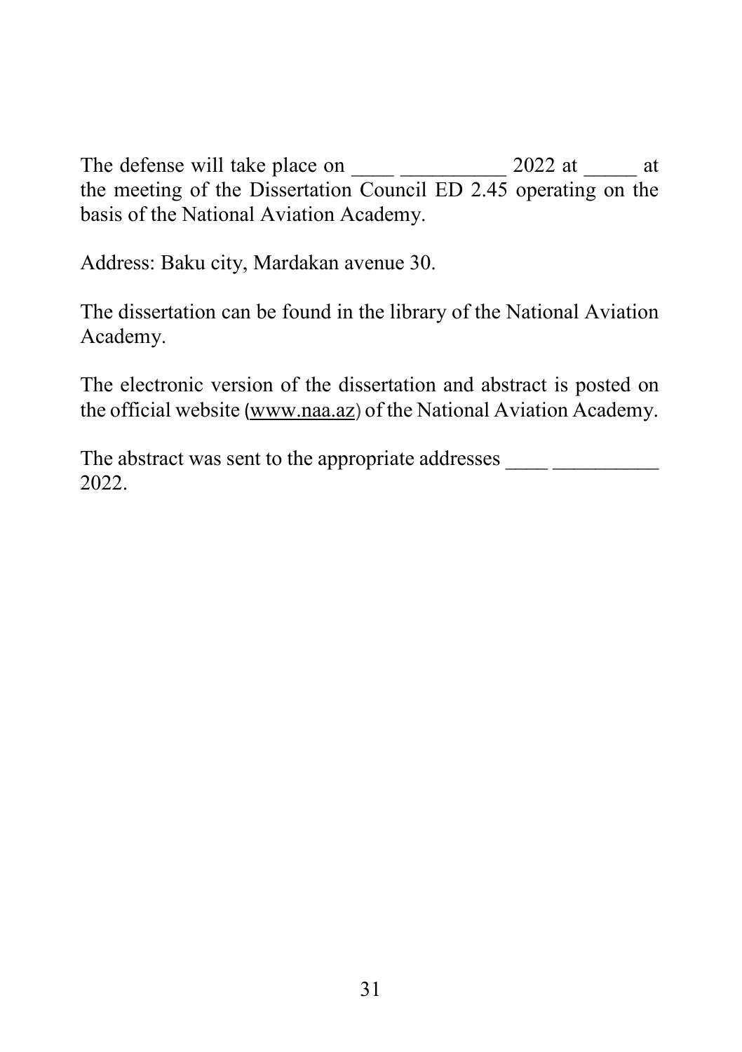The defense will take place on ____ __________ 2022 at _____ at the meeting of the Dissertation Council ED 2.45 operating on the basis of the National Aviation Academy.

Address: Baku city, Mardakan avenue 30.

The dissertation can be found in the library of the National Aviation Academy.

The electronic version of the dissertation and abstract is posted on the official website (www.naa.az) of the National Aviation Academy.

The abstract was sent to the appropriate addresses ____ __________ 2022.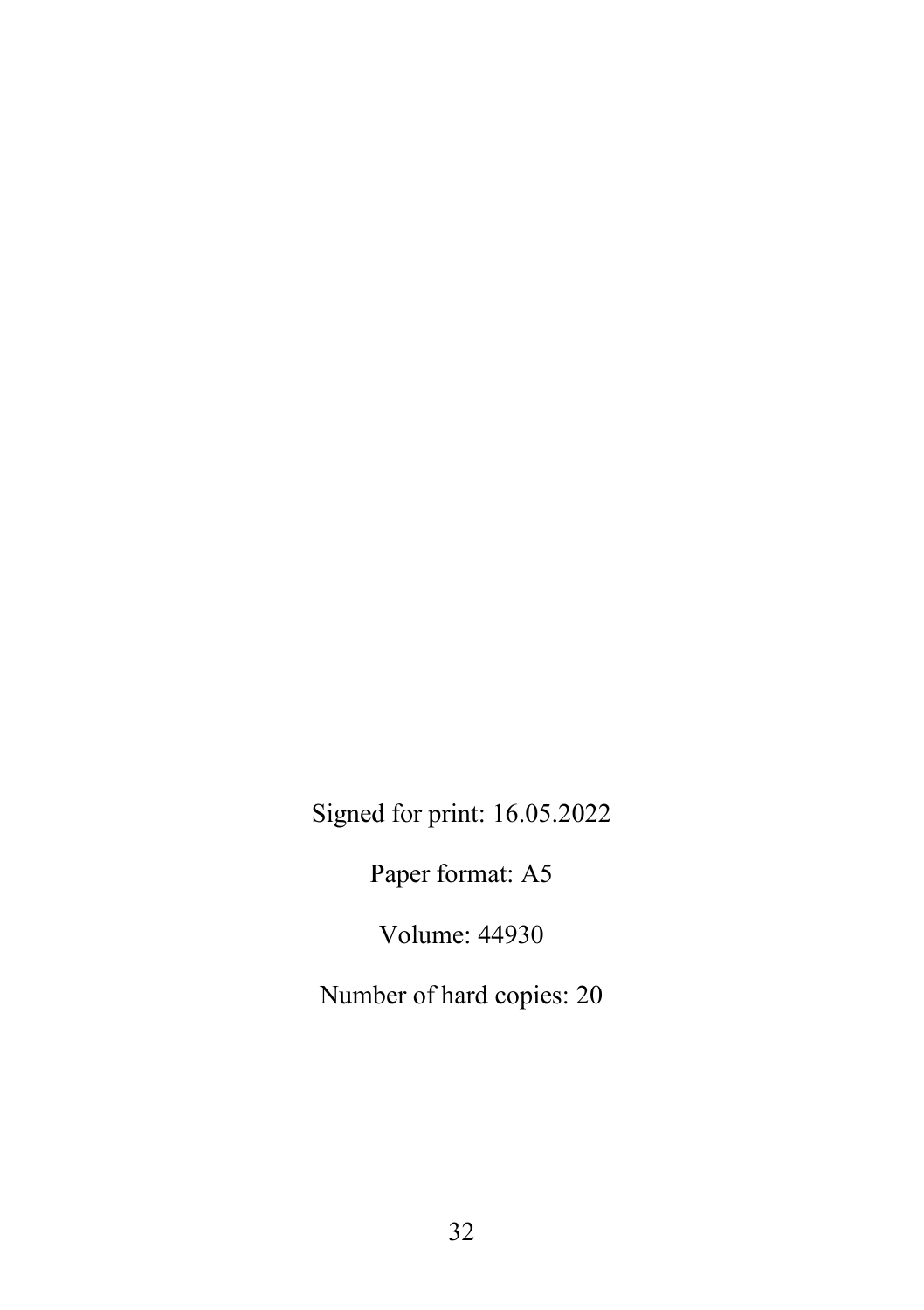Signed for print: 16.05.2022

Paper format: A5

Volume: 44930

Number of hard copies: 20